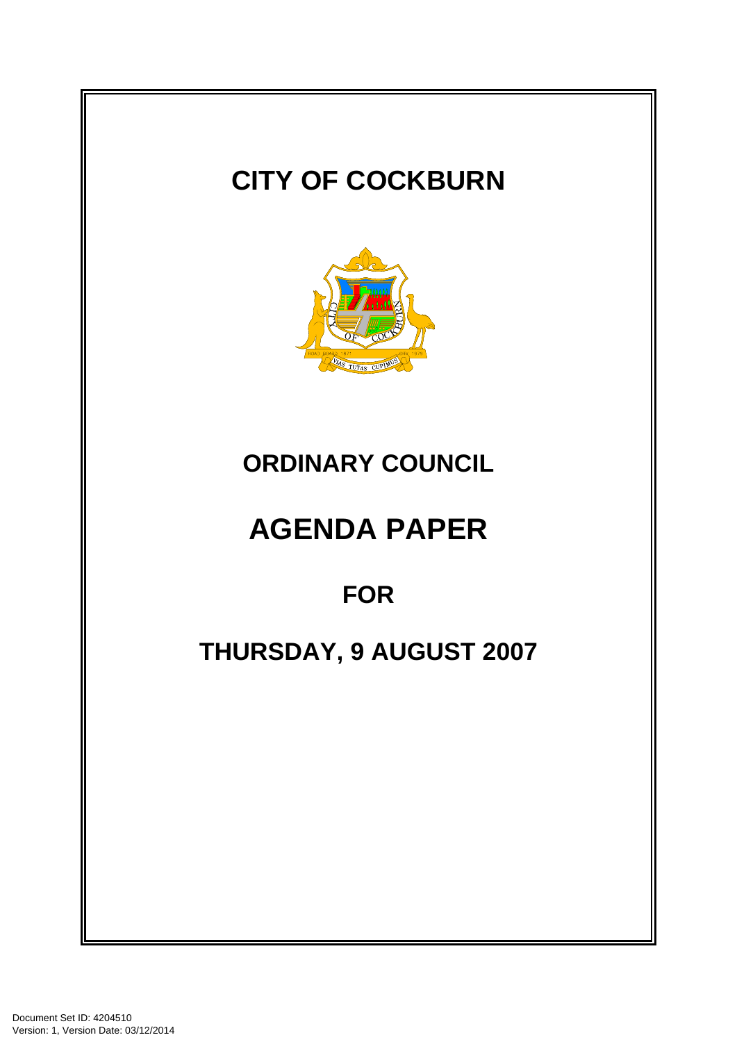# CITY OF COCKBURN

## ORDINARY COUNCIL

# AGENDA PAPER

## FOR

## THURSDAY, 9 AUGUST 2007

Document Set ID: 4204510
Version: 1, Version Date: 03/12/2014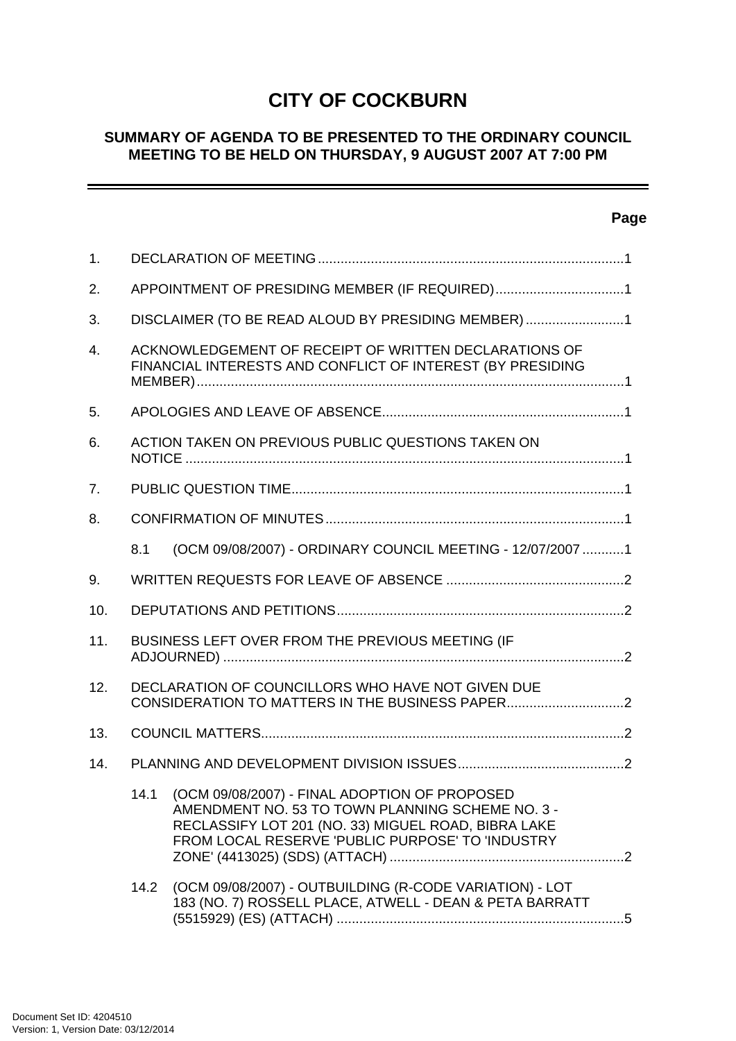# CITY OF COCKBURN

## SUMMARY OF AGENDA TO BE PRESENTED TO THE ORDINARY COUNCIL MEETING TO BE HELD ON THURSDAY, 9 AUGUST 2007 AT 7:00 PM

**Page**

1. DECLARATION OF MEETING ........................................................................................1

2. APPOINTMENT OF PRESIDING MEMBER (IF REQUIRED)..................................1

3. DISCLAIMER (TO BE READ ALOUD BY PRESIDING MEMBER) ..........................1

4. ACKNOWLEDGEMENT OF RECEIPT OF WRITTEN DECLARATIONS OF FINANCIAL INTERESTS AND CONFLICT OF INTEREST (BY PRESIDING MEMBER)........................................................................................................................1

5. APOLOGIES AND LEAVE OF ABSENCE................................................................1

6. ACTION TAKEN ON PREVIOUS PUBLIC QUESTIONS TAKEN ON NOTICE ....................................................................................................................1

7. PUBLIC QUESTION TIME........................................................................................1

8. CONFIRMATION OF MINUTES...............................................................................1

   8.1 (OCM 09/08/2007) - ORDINARY COUNCIL MEETING - 12/07/2007 ...........1

9. WRITTEN REQUESTS FOR LEAVE OF ABSENCE ...............................................2

10. DEPUTATIONS AND PETITIONS............................................................................2

11. BUSINESS LEFT OVER FROM THE PREVIOUS MEETING (IF ADJOURNED) ...........................................................................................................2

12. DECLARATION OF COUNCILLORS WHO HAVE NOT GIVEN DUE CONSIDERATION TO MATTERS IN THE BUSINESS PAPER...............................2

13. COUNCIL MATTERS................................................................................................2

14. PLANNING AND DEVELOPMENT DIVISION ISSUES............................................2

    14.1 (OCM 09/08/2007) - FINAL ADOPTION OF PROPOSED AMENDMENT NO. 53 TO TOWN PLANNING SCHEME NO. 3 - RECLASSIFY LOT 201 (NO. 33) MIGUEL ROAD, BIBRA LAKE FROM LOCAL RESERVE 'PUBLIC PURPOSE' TO 'INDUSTRY ZONE' (4413025) (SDS) (ATTACH) ..............................................................2

    14.2 (OCM 09/08/2007) - OUTBUILDING (R-CODE VARIATION) - LOT 183 (NO. 7) ROSSELL PLACE, ATWELL - DEAN & PETA BARRATT (5515929) (ES) (ATTACH) ............................................................................5

Document Set ID: 4204510
Version: 1, Version Date: 03/12/2014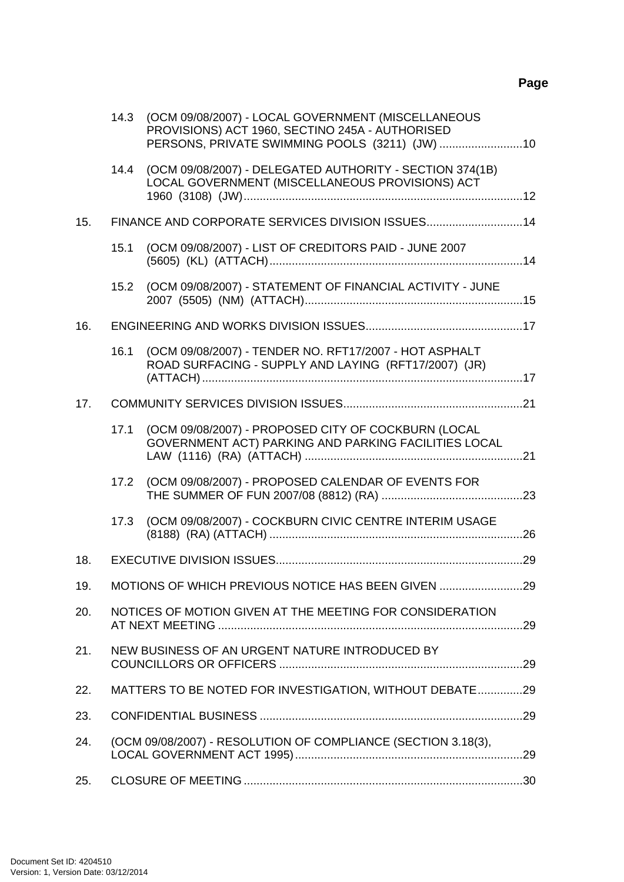Page

14.3 (OCM 09/08/2007) - LOCAL GOVERNMENT (MISCELLANEOUS PROVISIONS) ACT 1960, SECTINO 245A - AUTHORISED PERSONS, PRIVATE SWIMMING POOLS (3211) (JW) ..........................10

14.4 (OCM 09/08/2007) - DELEGATED AUTHORITY - SECTION 374(1B) LOCAL GOVERNMENT (MISCELLANEOUS PROVISIONS) ACT 1960 (3108) (JW)......................................................................................12

15. FINANCE AND CORPORATE SERVICES DIVISION ISSUES..............................14

15.1 (OCM 09/08/2007) - LIST OF CREDITORS PAID - JUNE 2007 (5605) (KL) (ATTACH)...............................................................................14

15.2 (OCM 09/08/2007) - STATEMENT OF FINANCIAL ACTIVITY - JUNE 2007 (5505) (NM) (ATTACH)....................................................................15

16. ENGINEERING AND WORKS DIVISION ISSUES.................................................17

16.1 (OCM 09/08/2007) - TENDER NO. RFT17/2007 - HOT ASPHALT ROAD SURFACING - SUPPLY AND LAYING (RFT17/2007) (JR) (ATTACH)....................................................................................................17

17. COMMUNITY SERVICES DIVISION ISSUES........................................................21

17.1 (OCM 09/08/2007) - PROPOSED CITY OF COCKBURN (LOCAL GOVERNMENT ACT) PARKING AND PARKING FACILITIES LOCAL LAW (1116) (RA) (ATTACH) ....................................................................21

17.2 (OCM 09/08/2007) - PROPOSED CALENDAR OF EVENTS FOR THE SUMMER OF FUN 2007/08 (8812) (RA) ............................................23

17.3 (OCM 09/08/2007) - COCKBURN CIVIC CENTRE INTERIM USAGE (8188) (RA) (ATTACH) ...............................................................................26

18. EXECUTIVE DIVISION ISSUES.............................................................................29

19. MOTIONS OF WHICH PREVIOUS NOTICE HAS BEEN GIVEN ..........................29

20. NOTICES OF MOTION GIVEN AT THE MEETING FOR CONSIDERATION AT NEXT MEETING ...............................................................................................29

21. NEW BUSINESS OF AN URGENT NATURE INTRODUCED BY COUNCILLORS OR OFFICERS ............................................................................29

22. MATTERS TO BE NOTED FOR INVESTIGATION, WITHOUT DEBATE..............29

23. CONFIDENTIAL BUSINESS ..................................................................................29

24. (OCM 09/08/2007) - RESOLUTION OF COMPLIANCE (SECTION 3.18(3), LOCAL GOVERNMENT ACT 1995).......................................................................29

25. CLOSURE OF MEETING .......................................................................................30

Document Set ID: 4204510
Version: 1, Version Date: 03/12/2014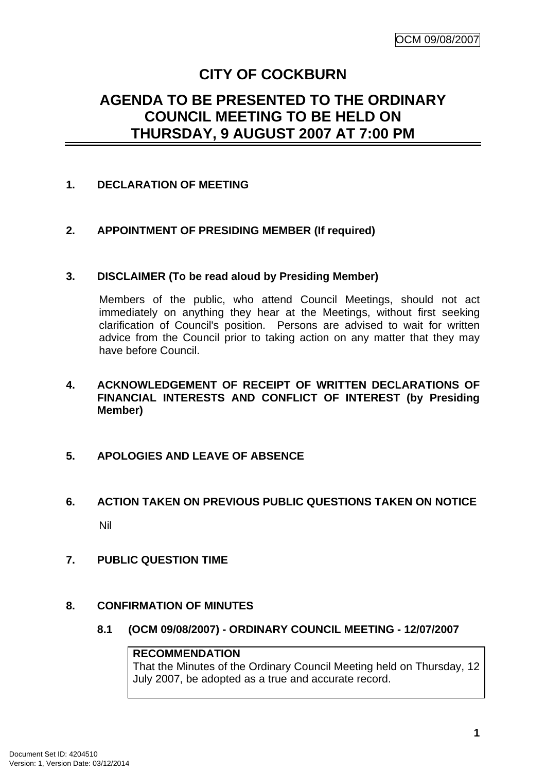# CITY OF COCKBURN

## AGENDA TO BE PRESENTED TO THE ORDINARY COUNCIL MEETING TO BE HELD ON THURSDAY, 9 AUGUST 2007 AT 7:00 PM

**1. DECLARATION OF MEETING**

**2. APPOINTMENT OF PRESIDING MEMBER (If required)**

**3. DISCLAIMER (To be read aloud by Presiding Member)**

Members of the public, who attend Council Meetings, should not act immediately on anything they hear at the Meetings, without first seeking clarification of Council's position. Persons are advised to wait for written advice from the Council prior to taking action on any matter that they may have before Council.

**4. ACKNOWLEDGEMENT OF RECEIPT OF WRITTEN DECLARATIONS OF FINANCIAL INTERESTS AND CONFLICT OF INTEREST (by Presiding Member)**

**5. APOLOGIES AND LEAVE OF ABSENCE**

**6. ACTION TAKEN ON PREVIOUS PUBLIC QUESTIONS TAKEN ON NOTICE**

Nil

**7. PUBLIC QUESTION TIME**

**8. CONFIRMATION OF MINUTES**

**8.1 (OCM 09/08/2007) - ORDINARY COUNCIL MEETING - 12/07/2007**

**RECOMMENDATION**
That the Minutes of the Ordinary Council Meeting held on Thursday, 12 July 2007, be adopted as a true and accurate record.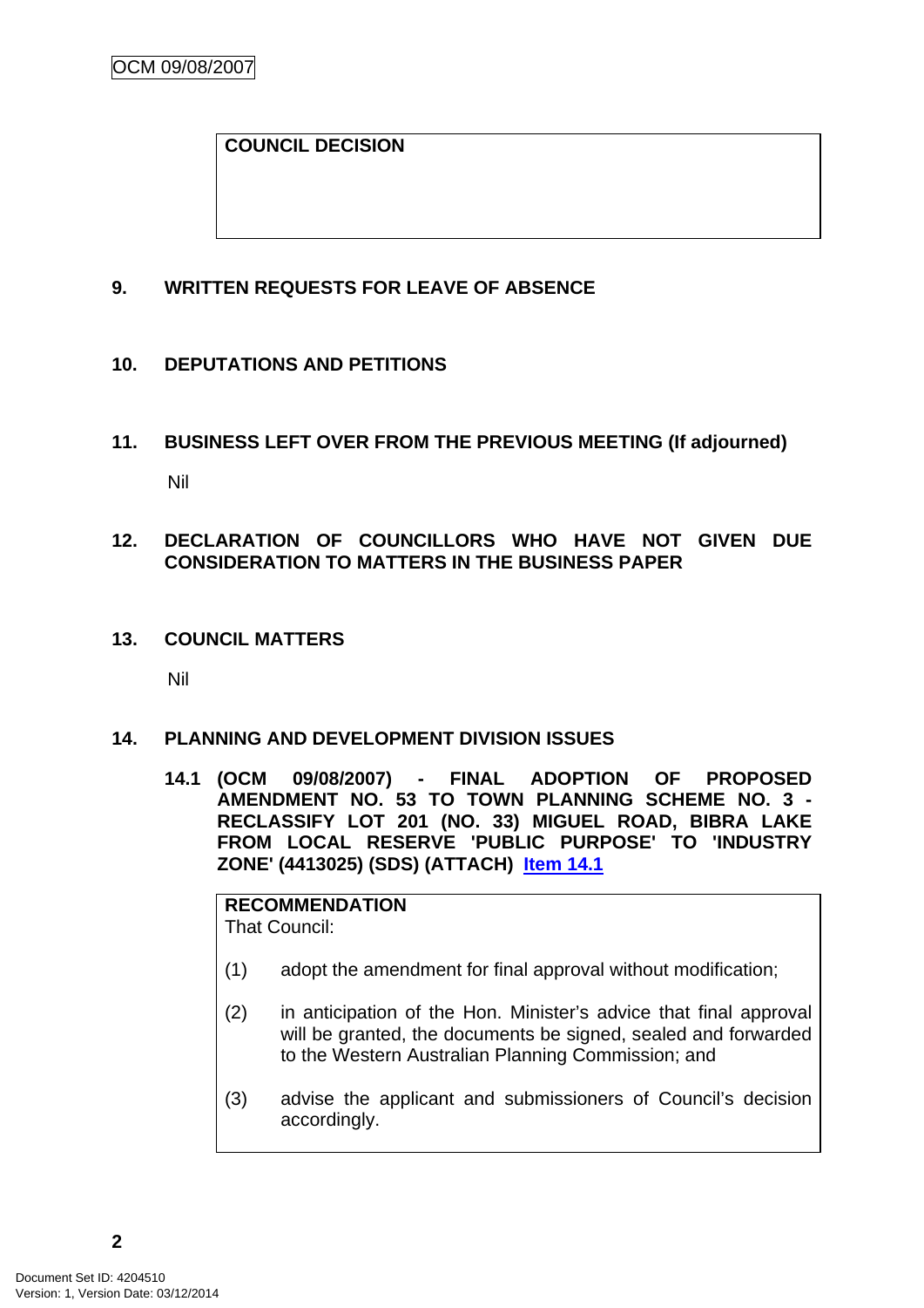**COUNCIL DECISION**

## 9. WRITTEN REQUESTS FOR LEAVE OF ABSENCE

## 10. DEPUTATIONS AND PETITIONS

## 11. BUSINESS LEFT OVER FROM THE PREVIOUS MEETING (If adjourned)

Nil

## 12. DECLARATION OF COUNCILLORS WHO HAVE NOT GIVEN DUE CONSIDERATION TO MATTERS IN THE BUSINESS PAPER

## 13. COUNCIL MATTERS

Nil

## 14. PLANNING AND DEVELOPMENT DIVISION ISSUES

### 14.1 (OCM 09/08/2007) - FINAL ADOPTION OF PROPOSED AMENDMENT NO. 53 TO TOWN PLANNING SCHEME NO. 3 - RECLASSIFY LOT 201 (NO. 33) MIGUEL ROAD, BIBRA LAKE FROM LOCAL RESERVE 'PUBLIC PURPOSE' TO 'INDUSTRY ZONE' (4413025) (SDS) (ATTACH) Item 14.1

**RECOMMENDATION**
That Council:

(1) adopt the amendment for final approval without modification;

(2) in anticipation of the Hon. Minister's advice that final approval will be granted, the documents be signed, sealed and forwarded to the Western Australian Planning Commission; and

(3) advise the applicant and submissioners of Council's decision accordingly.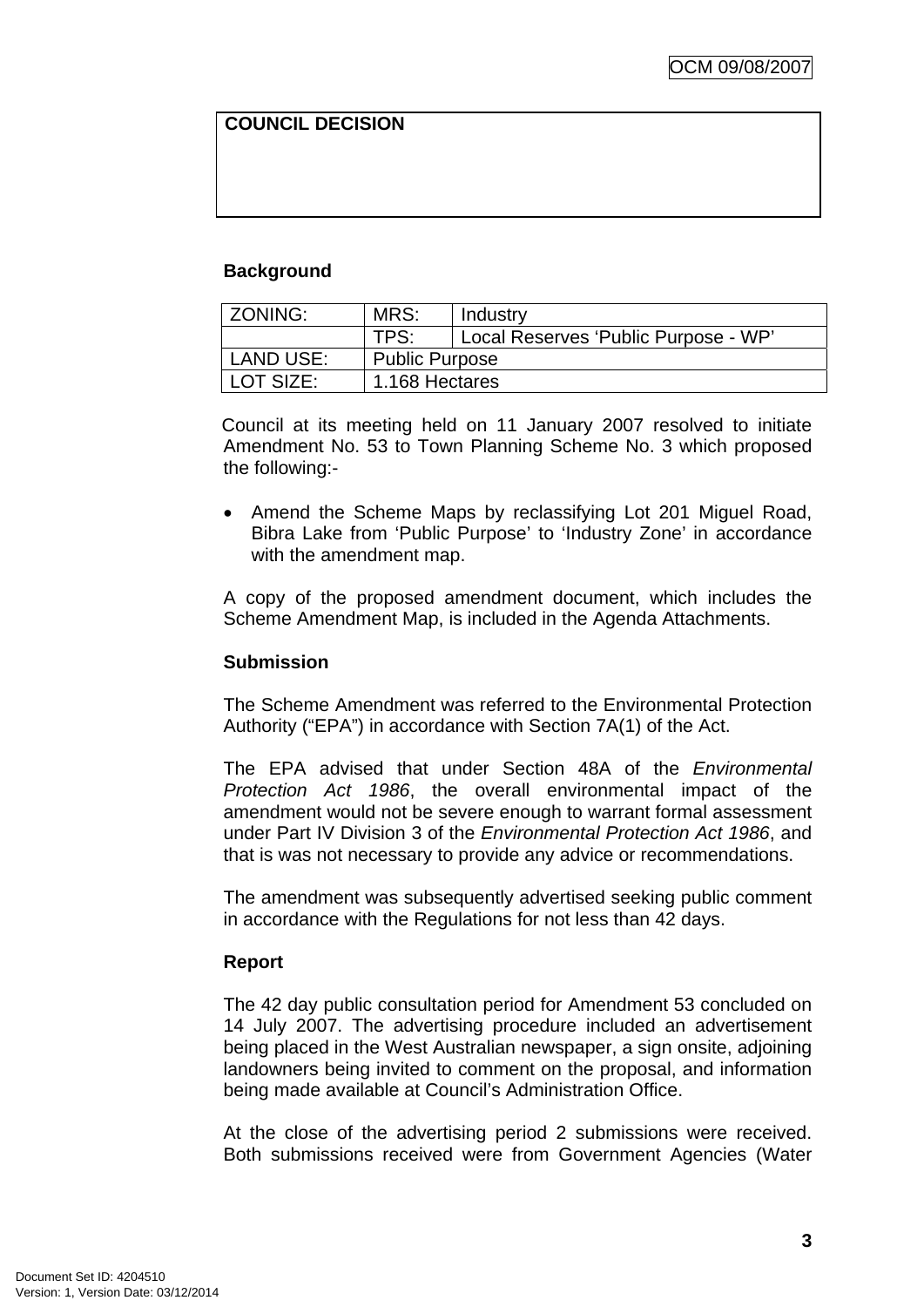| COUNCIL DECISION |
|---|
| |

**Background**

| | | |
|---|---|---|
| ZONING: | MRS: | Industry |
| | TPS: | Local Reserves 'Public Purpose - WP' |
| LAND USE: | Public Purpose | |
| LOT SIZE: | 1.168 Hectares | |

Council at its meeting held on 11 January 2007 resolved to initiate Amendment No. 53 to Town Planning Scheme No. 3 which proposed the following:-

- Amend the Scheme Maps by reclassifying Lot 201 Miguel Road, Bibra Lake from 'Public Purpose' to 'Industry Zone' in accordance with the amendment map.

A copy of the proposed amendment document, which includes the Scheme Amendment Map, is included in the Agenda Attachments.

**Submission**

The Scheme Amendment was referred to the Environmental Protection Authority ("EPA") in accordance with Section 7A(1) of the Act.

The EPA advised that under Section 48A of the *Environmental Protection Act 1986*, the overall environmental impact of the amendment would not be severe enough to warrant formal assessment under Part IV Division 3 of the *Environmental Protection Act 1986*, and that is was not necessary to provide any advice or recommendations.

The amendment was subsequently advertised seeking public comment in accordance with the Regulations for not less than 42 days.

**Report**

The 42 day public consultation period for Amendment 53 concluded on 14 July 2007. The advertising procedure included an advertisement being placed in the West Australian newspaper, a sign onsite, adjoining landowners being invited to comment on the proposal, and information being made available at Council's Administration Office.

At the close of the advertising period 2 submissions were received. Both submissions received were from Government Agencies (Water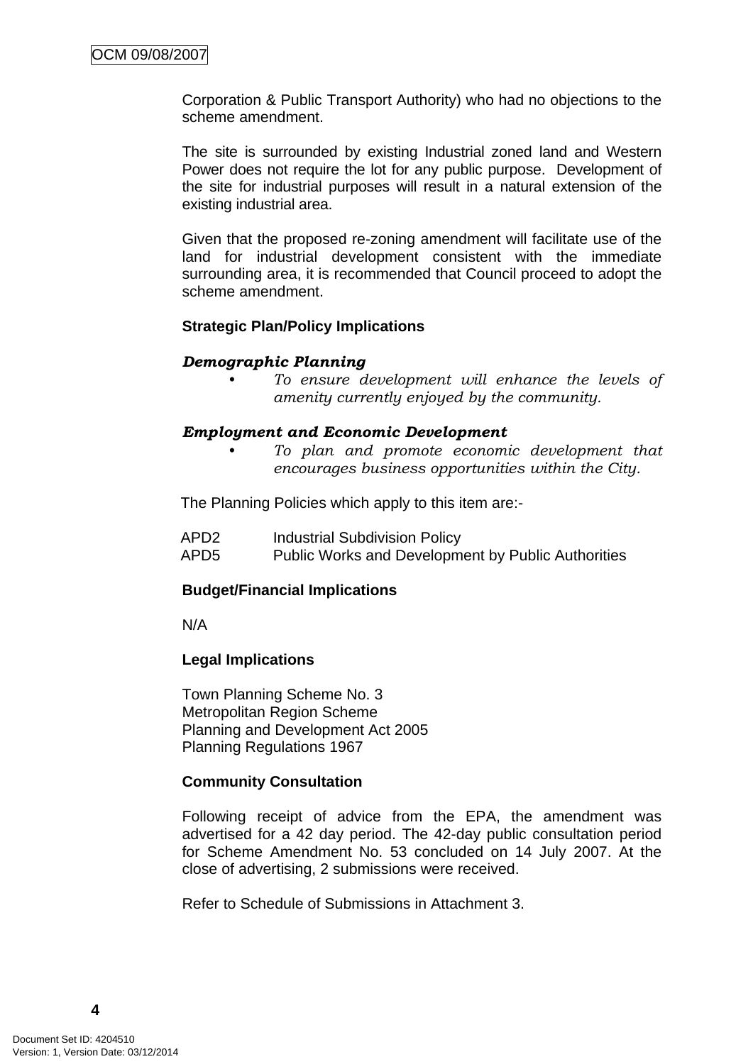Corporation & Public Transport Authority) who had no objections to the scheme amendment.

The site is surrounded by existing Industrial zoned land and Western Power does not require the lot for any public purpose. Development of the site for industrial purposes will result in a natural extension of the existing industrial area.

Given that the proposed re-zoning amendment will facilitate use of the land for industrial development consistent with the immediate surrounding area, it is recommended that Council proceed to adopt the scheme amendment.

**Strategic Plan/Policy Implications**

***Demographic Planning***

- *To ensure development will enhance the levels of amenity currently enjoyed by the community.*

***Employment and Economic Development***

- *To plan and promote economic development that encourages business opportunities within the City.*

The Planning Policies which apply to this item are:-

| | |
|---|---|
| APD2 | Industrial Subdivision Policy |
| APD5 | Public Works and Development by Public Authorities |

**Budget/Financial Implications**

N/A

**Legal Implications**

Town Planning Scheme No. 3
Metropolitan Region Scheme
Planning and Development Act 2005
Planning Regulations 1967

**Community Consultation**

Following receipt of advice from the EPA, the amendment was advertised for a 42 day period. The 42-day public consultation period for Scheme Amendment No. 53 concluded on 14 July 2007. At the close of advertising, 2 submissions were received.

Refer to Schedule of Submissions in Attachment 3.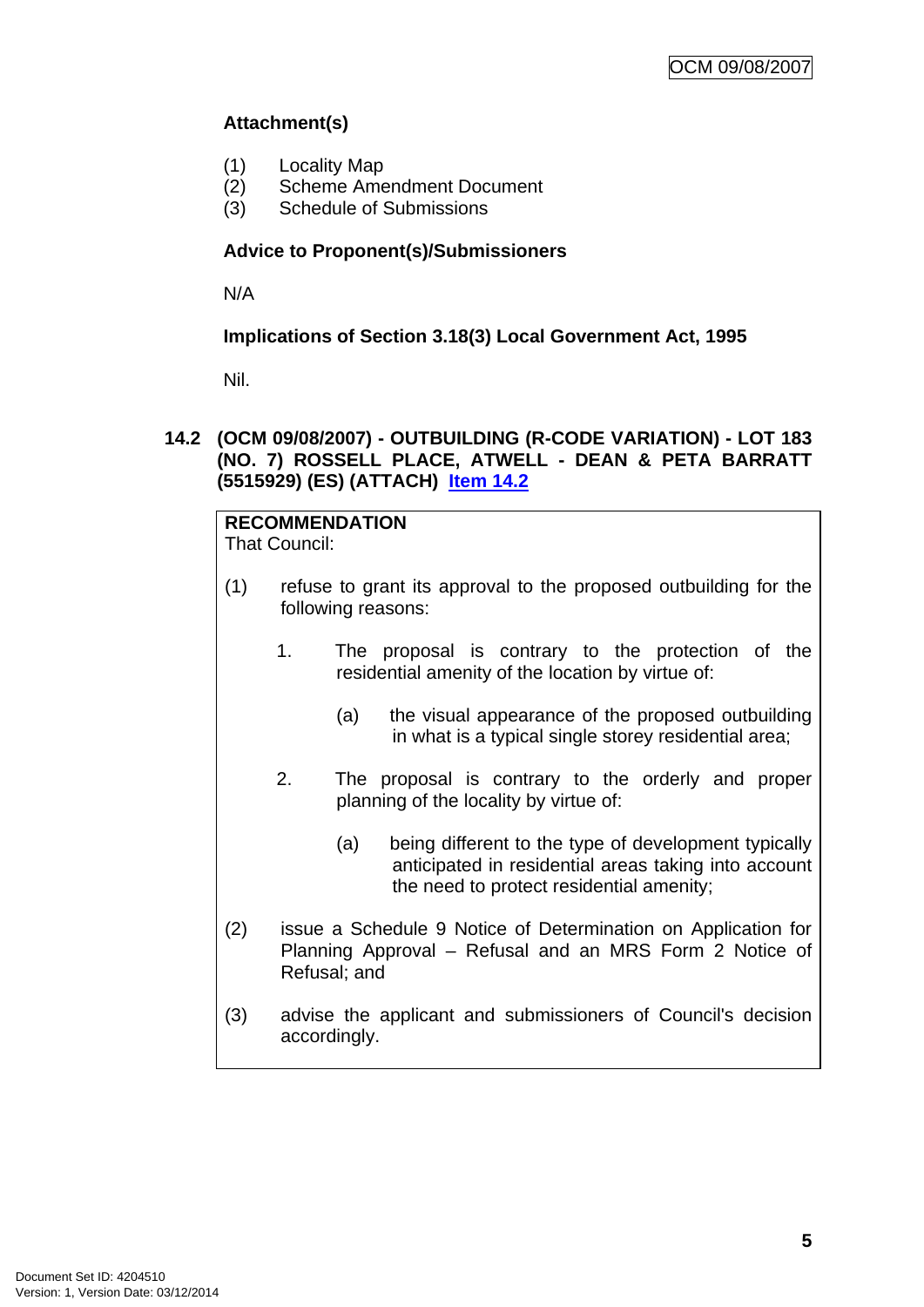**Attachment(s)**

(1) Locality Map
(2) Scheme Amendment Document
(3) Schedule of Submissions

**Advice to Proponent(s)/Submissioners**

N/A

**Implications of Section 3.18(3) Local Government Act, 1995**

Nil.

## 14.2 (OCM 09/08/2007) - OUTBUILDING (R-CODE VARIATION) - LOT 183 (NO. 7) ROSSELL PLACE, ATWELL - DEAN & PETA BARRATT (5515929) (ES) (ATTACH) Item 14.2

**RECOMMENDATION**
That Council:

(1) refuse to grant its approval to the proposed outbuilding for the following reasons:

   1. The proposal is contrary to the protection of the residential amenity of the location by virtue of:

      (a) the visual appearance of the proposed outbuilding in what is a typical single storey residential area;

   2. The proposal is contrary to the orderly and proper planning of the locality by virtue of:

      (a) being different to the type of development typically anticipated in residential areas taking into account the need to protect residential amenity;

(2) issue a Schedule 9 Notice of Determination on Application for Planning Approval – Refusal and an MRS Form 2 Notice of Refusal; and

(3) advise the applicant and submissioners of Council's decision accordingly.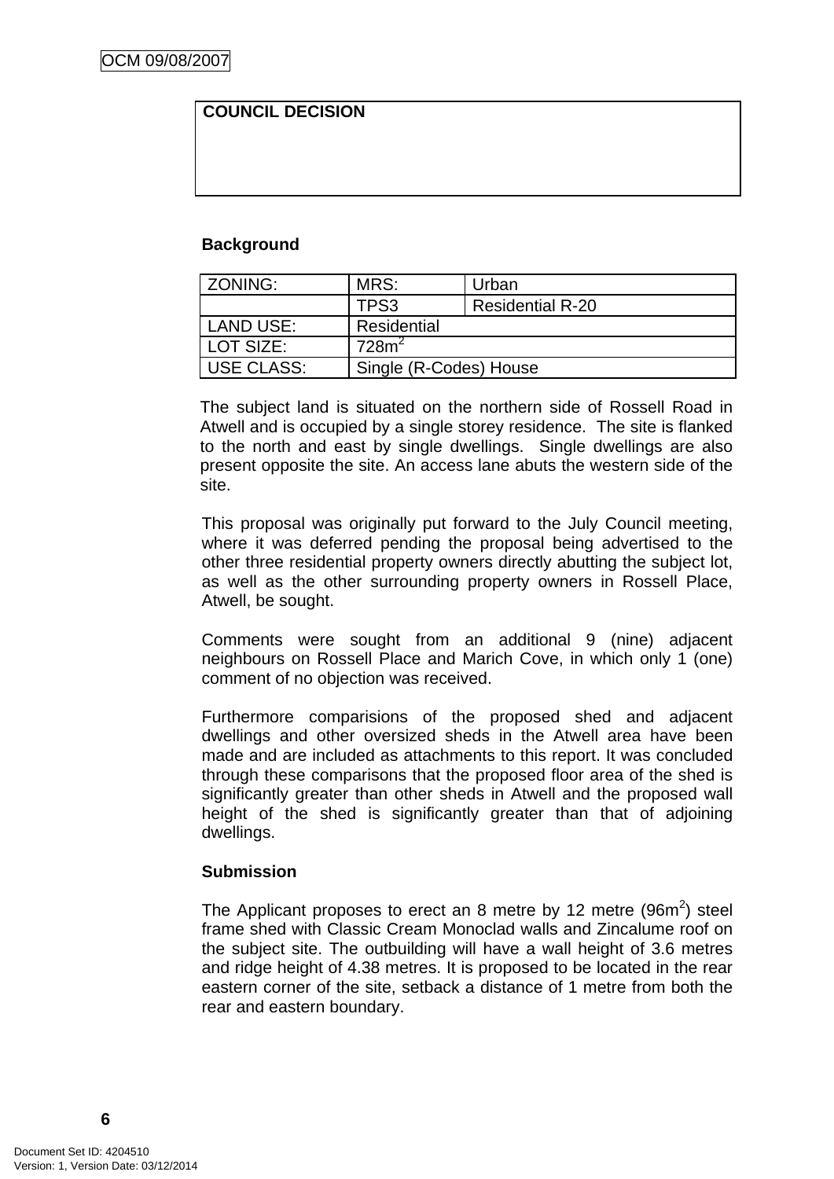**COUNCIL DECISION**

**Background**

| | | |
|---|---|---|
| ZONING: | MRS: | Urban |
| | TPS3 | Residential R-20 |
| LAND USE: | Residential | |
| LOT SIZE: | 728m$^2$ | |
| USE CLASS: | Single (R-Codes) House | |

The subject land is situated on the northern side of Rossell Road in Atwell and is occupied by a single storey residence. The site is flanked to the north and east by single dwellings. Single dwellings are also present opposite the site. An access lane abuts the western side of the site.

This proposal was originally put forward to the July Council meeting, where it was deferred pending the proposal being advertised to the other three residential property owners directly abutting the subject lot, as well as the other surrounding property owners in Rossell Place, Atwell, be sought.

Comments were sought from an additional 9 (nine) adjacent neighbours on Rossell Place and Marich Cove, in which only 1 (one) comment of no objection was received.

Furthermore comparisions of the proposed shed and adjacent dwellings and other oversized sheds in the Atwell area have been made and are included as attachments to this report. It was concluded through these comparisons that the proposed floor area of the shed is significantly greater than other sheds in Atwell and the proposed wall height of the shed is significantly greater than that of adjoining dwellings.

**Submission**

The Applicant proposes to erect an 8 metre by 12 metre (96m$^2$) steel frame shed with Classic Cream Monoclad walls and Zincalume roof on the subject site. The outbuilding will have a wall height of 3.6 metres and ridge height of 4.38 metres. It is proposed to be located in the rear eastern corner of the site, setback a distance of 1 metre from both the rear and eastern boundary.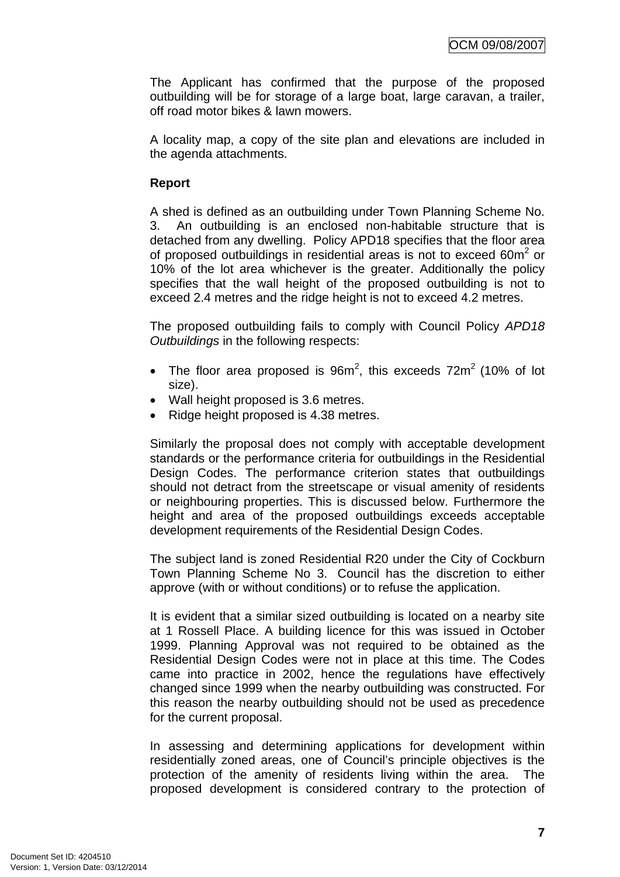The Applicant has confirmed that the purpose of the proposed outbuilding will be for storage of a large boat, large caravan, a trailer, off road motor bikes & lawn mowers.

A locality map, a copy of the site plan and elevations are included in the agenda attachments.

**Report**

A shed is defined as an outbuilding under Town Planning Scheme No. 3. An outbuilding is an enclosed non-habitable structure that is detached from any dwelling. Policy APD18 specifies that the floor area of proposed outbuildings in residential areas is not to exceed 60m$^2$ or 10% of the lot area whichever is the greater. Additionally the policy specifies that the wall height of the proposed outbuilding is not to exceed 2.4 metres and the ridge height is not to exceed 4.2 metres.

The proposed outbuilding fails to comply with Council Policy *APD18 Outbuildings* in the following respects:

- The floor area proposed is 96m$^2$, this exceeds 72m$^2$ (10% of lot size).
- Wall height proposed is 3.6 metres.
- Ridge height proposed is 4.38 metres.

Similarly the proposal does not comply with acceptable development standards or the performance criteria for outbuildings in the Residential Design Codes. The performance criterion states that outbuildings should not detract from the streetscape or visual amenity of residents or neighbouring properties. This is discussed below. Furthermore the height and area of the proposed outbuildings exceeds acceptable development requirements of the Residential Design Codes.

The subject land is zoned Residential R20 under the City of Cockburn Town Planning Scheme No 3. Council has the discretion to either approve (with or without conditions) or to refuse the application.

It is evident that a similar sized outbuilding is located on a nearby site at 1 Rossell Place. A building licence for this was issued in October 1999. Planning Approval was not required to be obtained as the Residential Design Codes were not in place at this time. The Codes came into practice in 2002, hence the regulations have effectively changed since 1999 when the nearby outbuilding was constructed. For this reason the nearby outbuilding should not be used as precedence for the current proposal.

In assessing and determining applications for development within residentially zoned areas, one of Council's principle objectives is the protection of the amenity of residents living within the area. The proposed development is considered contrary to the protection of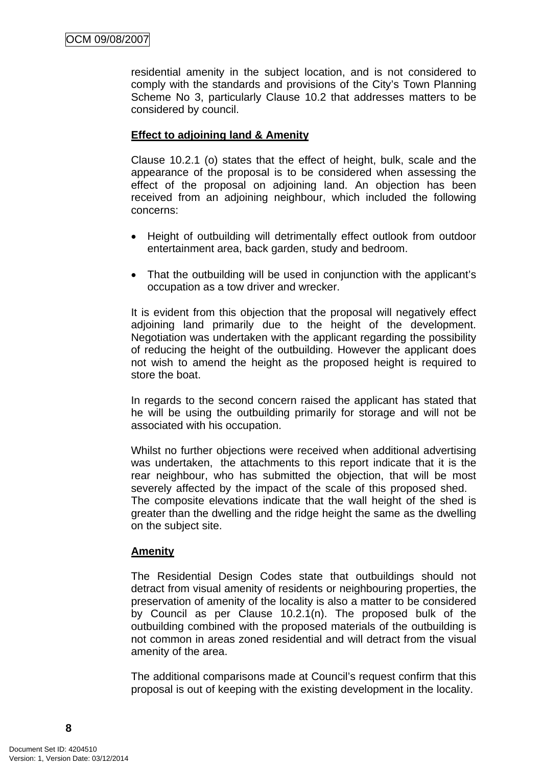residential amenity in the subject location, and is not considered to comply with the standards and provisions of the City's Town Planning Scheme No 3, particularly Clause 10.2 that addresses matters to be considered by council.

**Effect to adjoining land & Amenity**

Clause 10.2.1 (o) states that the effect of height, bulk, scale and the appearance of the proposal is to be considered when assessing the effect of the proposal on adjoining land. An objection has been received from an adjoining neighbour, which included the following concerns:

- Height of outbuilding will detrimentally effect outlook from outdoor entertainment area, back garden, study and bedroom.
- That the outbuilding will be used in conjunction with the applicant's occupation as a tow driver and wrecker.

It is evident from this objection that the proposal will negatively effect adjoining land primarily due to the height of the development. Negotiation was undertaken with the applicant regarding the possibility of reducing the height of the outbuilding. However the applicant does not wish to amend the height as the proposed height is required to store the boat.

In regards to the second concern raised the applicant has stated that he will be using the outbuilding primarily for storage and will not be associated with his occupation.

Whilst no further objections were received when additional advertising was undertaken, the attachments to this report indicate that it is the rear neighbour, who has submitted the objection, that will be most severely affected by the impact of the scale of this proposed shed. The composite elevations indicate that the wall height of the shed is greater than the dwelling and the ridge height the same as the dwelling on the subject site.

**Amenity**

The Residential Design Codes state that outbuildings should not detract from visual amenity of residents or neighbouring properties, the preservation of amenity of the locality is also a matter to be considered by Council as per Clause 10.2.1(n). The proposed bulk of the outbuilding combined with the proposed materials of the outbuilding is not common in areas zoned residential and will detract from the visual amenity of the area.

The additional comparisons made at Council's request confirm that this proposal is out of keeping with the existing development in the locality.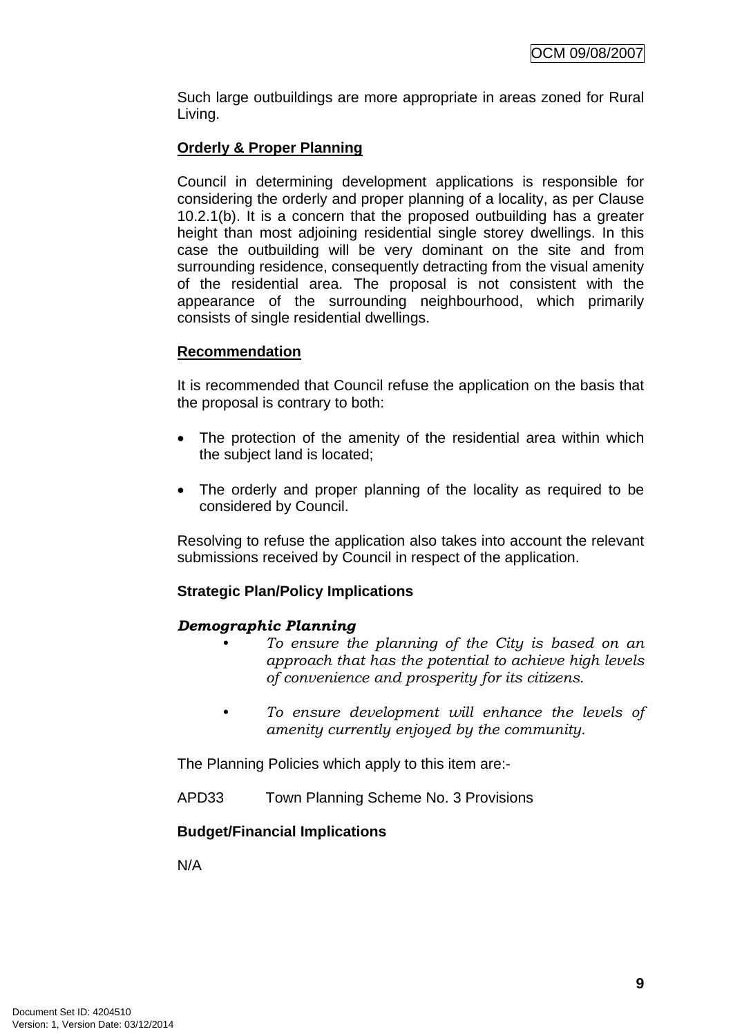Such large outbuildings are more appropriate in areas zoned for Rural Living.

**Orderly & Proper Planning**

Council in determining development applications is responsible for considering the orderly and proper planning of a locality, as per Clause 10.2.1(b). It is a concern that the proposed outbuilding has a greater height than most adjoining residential single storey dwellings. In this case the outbuilding will be very dominant on the site and from surrounding residence, consequently detracting from the visual amenity of the residential area. The proposal is not consistent with the appearance of the surrounding neighbourhood, which primarily consists of single residential dwellings.

**Recommendation**

It is recommended that Council refuse the application on the basis that the proposal is contrary to both:

- The protection of the amenity of the residential area within which the subject land is located;
- The orderly and proper planning of the locality as required to be considered by Council.

Resolving to refuse the application also takes into account the relevant submissions received by Council in respect of the application.

**Strategic Plan/Policy Implications**

***Demographic Planning***

- *To ensure the planning of the City is based on an approach that has the potential to achieve high levels of convenience and prosperity for its citizens.*
- *To ensure development will enhance the levels of amenity currently enjoyed by the community.*

The Planning Policies which apply to this item are:-

APD33 Town Planning Scheme No. 3 Provisions

**Budget/Financial Implications**

N/A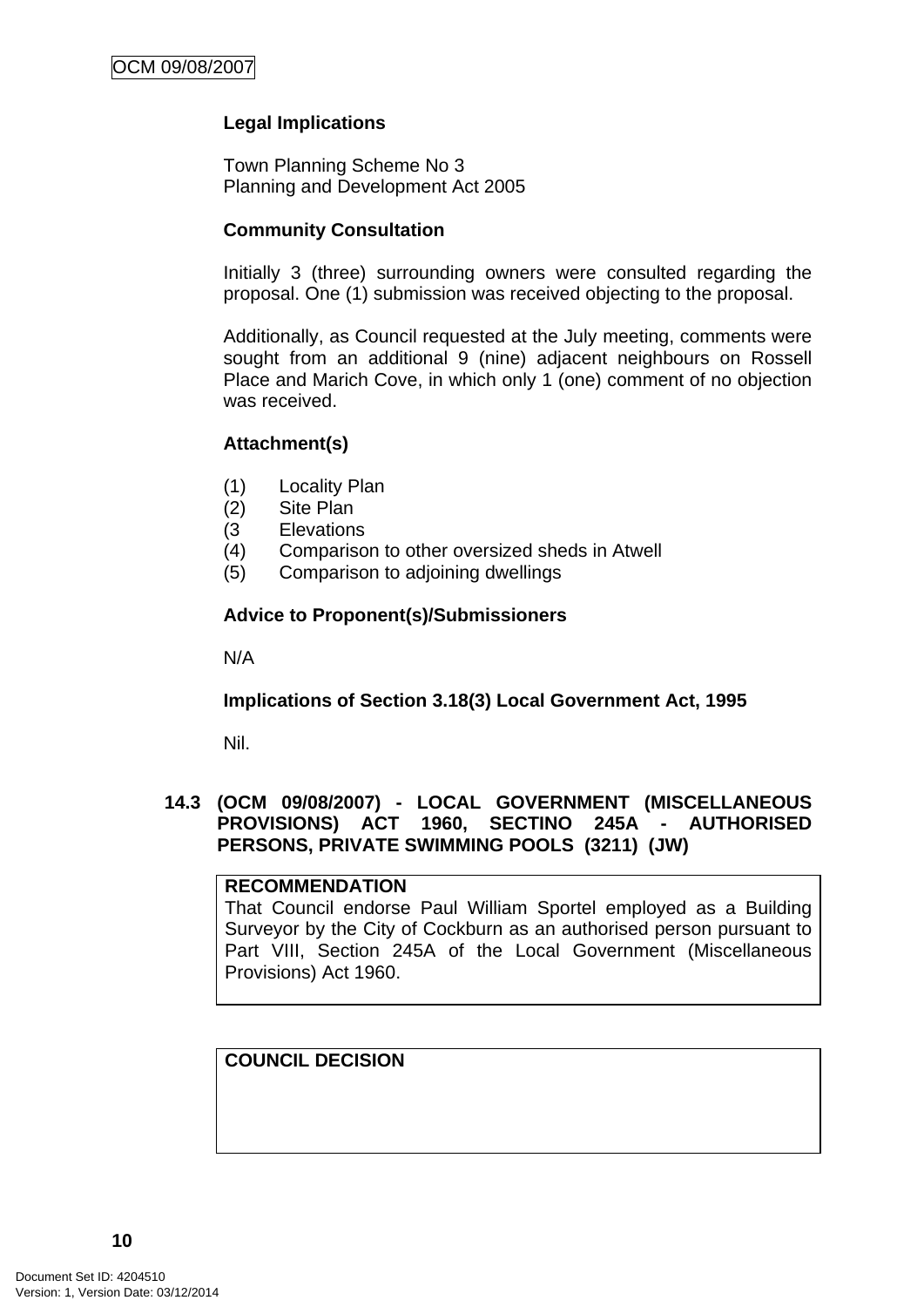**Legal Implications**

Town Planning Scheme No 3
Planning and Development Act 2005

**Community Consultation**

Initially 3 (three) surrounding owners were consulted regarding the proposal. One (1) submission was received objecting to the proposal.

Additionally, as Council requested at the July meeting, comments were sought from an additional 9 (nine) adjacent neighbours on Rossell Place and Marich Cove, in which only 1 (one) comment of no objection was received.

**Attachment(s)**

(1) Locality Plan
(2) Site Plan
(3 Elevations
(4) Comparison to other oversized sheds in Atwell
(5) Comparison to adjoining dwellings

**Advice to Proponent(s)/Submissioners**

N/A

**Implications of Section 3.18(3) Local Government Act, 1995**

Nil.

### 14.3 (OCM 09/08/2007) - LOCAL GOVERNMENT (MISCELLANEOUS PROVISIONS) ACT 1960, SECTINO 245A - AUTHORISED PERSONS, PRIVATE SWIMMING POOLS (3211) (JW)

| **RECOMMENDATION** |
|---|
| That Council endorse Paul William Sportel employed as a Building Surveyor by the City of Cockburn as an authorised person pursuant to Part VIII, Section 245A of the Local Government (Miscellaneous Provisions) Act 1960. |

| **COUNCIL DECISION** |
|---|
| |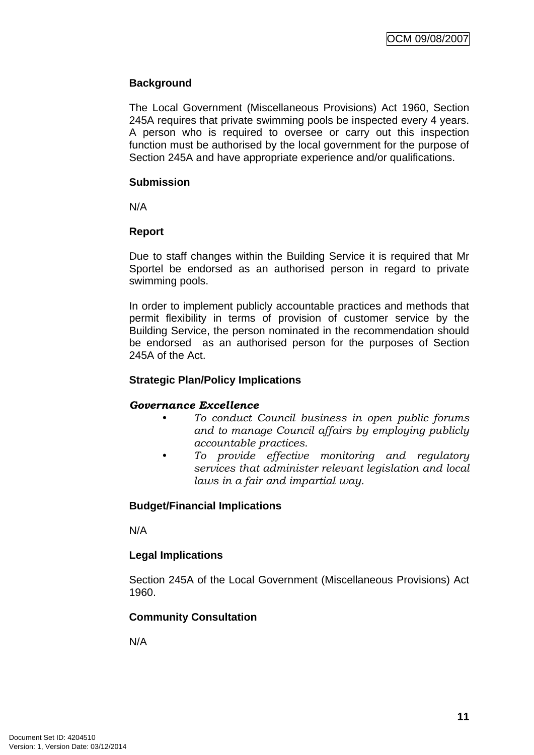**Background**

The Local Government (Miscellaneous Provisions) Act 1960, Section 245A requires that private swimming pools be inspected every 4 years. A person who is required to oversee or carry out this inspection function must be authorised by the local government for the purpose of Section 245A and have appropriate experience and/or qualifications.

**Submission**

N/A

**Report**

Due to staff changes within the Building Service it is required that Mr Sportel be endorsed as an authorised person in regard to private swimming pools.

In order to implement publicly accountable practices and methods that permit flexibility in terms of provision of customer service by the Building Service, the person nominated in the recommendation should be endorsed as an authorised person for the purposes of Section 245A of the Act.

**Strategic Plan/Policy Implications**

***Governance Excellence***

- *To conduct Council business in open public forums and to manage Council affairs by employing publicly accountable practices.*
- *To provide effective monitoring and regulatory services that administer relevant legislation and local laws in a fair and impartial way.*

**Budget/Financial Implications**

N/A

**Legal Implications**

Section 245A of the Local Government (Miscellaneous Provisions) Act 1960.

**Community Consultation**

N/A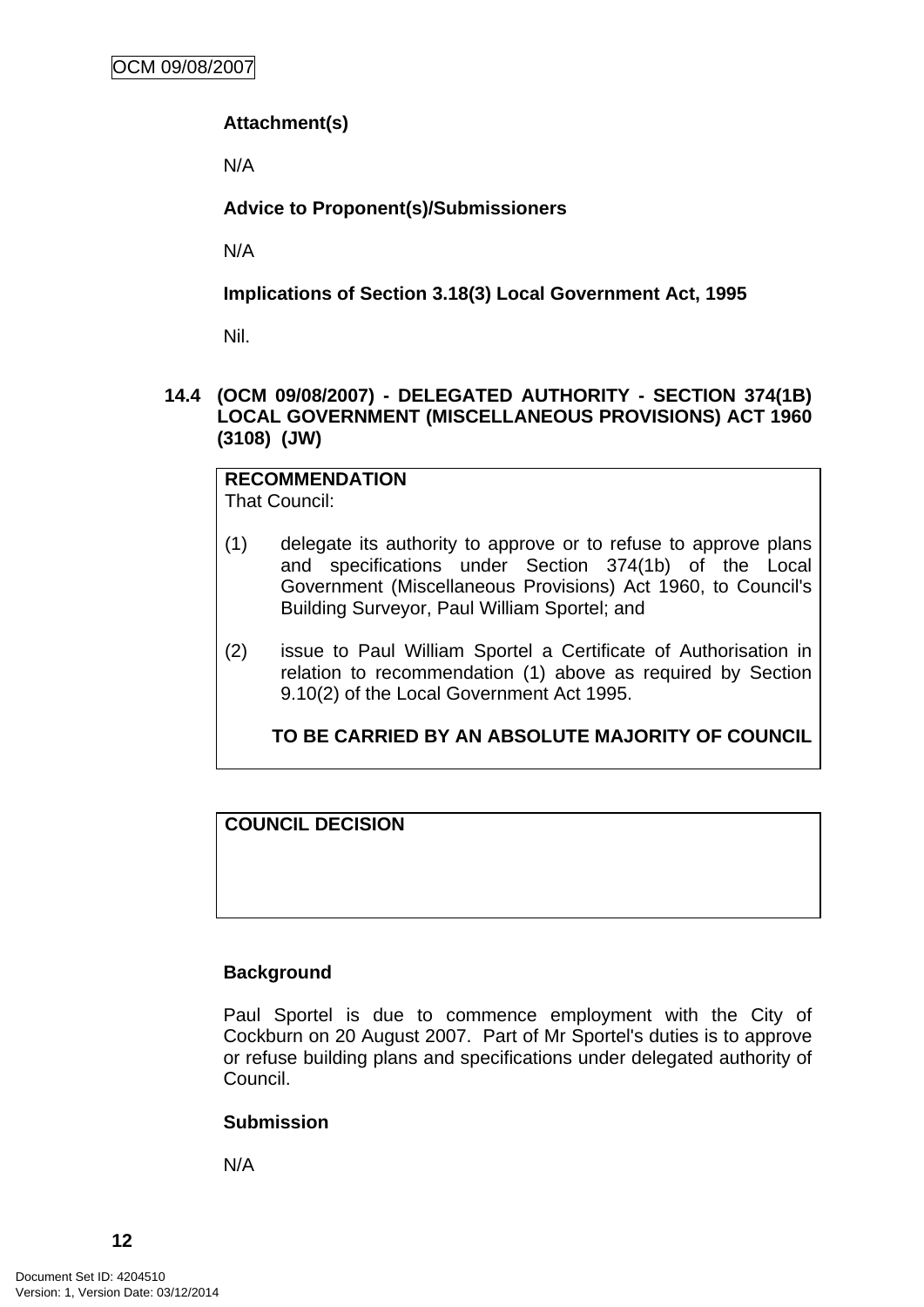**Attachment(s)**

N/A

**Advice to Proponent(s)/Submissioners**

N/A

**Implications of Section 3.18(3) Local Government Act, 1995**

Nil.

### 14.4 (OCM 09/08/2007) - DELEGATED AUTHORITY - SECTION 374(1B) LOCAL GOVERNMENT (MISCELLANEOUS PROVISIONS) ACT 1960 (3108) (JW)

**RECOMMENDATION**
That Council:

(1) delegate its authority to approve or to refuse to approve plans and specifications under Section 374(1b) of the Local Government (Miscellaneous Provisions) Act 1960, to Council's Building Surveyor, Paul William Sportel; and

(2) issue to Paul William Sportel a Certificate of Authorisation in relation to recommendation (1) above as required by Section 9.10(2) of the Local Government Act 1995.

**TO BE CARRIED BY AN ABSOLUTE MAJORITY OF COUNCIL**

**COUNCIL DECISION**

**Background**

Paul Sportel is due to commence employment with the City of Cockburn on 20 August 2007. Part of Mr Sportel's duties is to approve or refuse building plans and specifications under delegated authority of Council.

**Submission**

N/A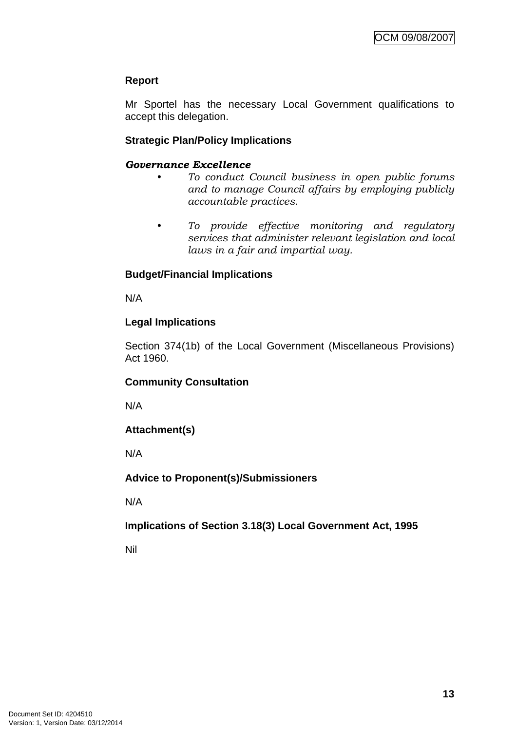**Report**

Mr Sportel has the necessary Local Government qualifications to accept this delegation.

**Strategic Plan/Policy Implications**

***Governance Excellence***

- *To conduct Council business in open public forums and to manage Council affairs by employing publicly accountable practices.*

- *To provide effective monitoring and regulatory services that administer relevant legislation and local laws in a fair and impartial way.*

**Budget/Financial Implications**

N/A

**Legal Implications**

Section 374(1b) of the Local Government (Miscellaneous Provisions) Act 1960.

**Community Consultation**

N/A

**Attachment(s)**

N/A

**Advice to Proponent(s)/Submissioners**

N/A

**Implications of Section 3.18(3) Local Government Act, 1995**

Nil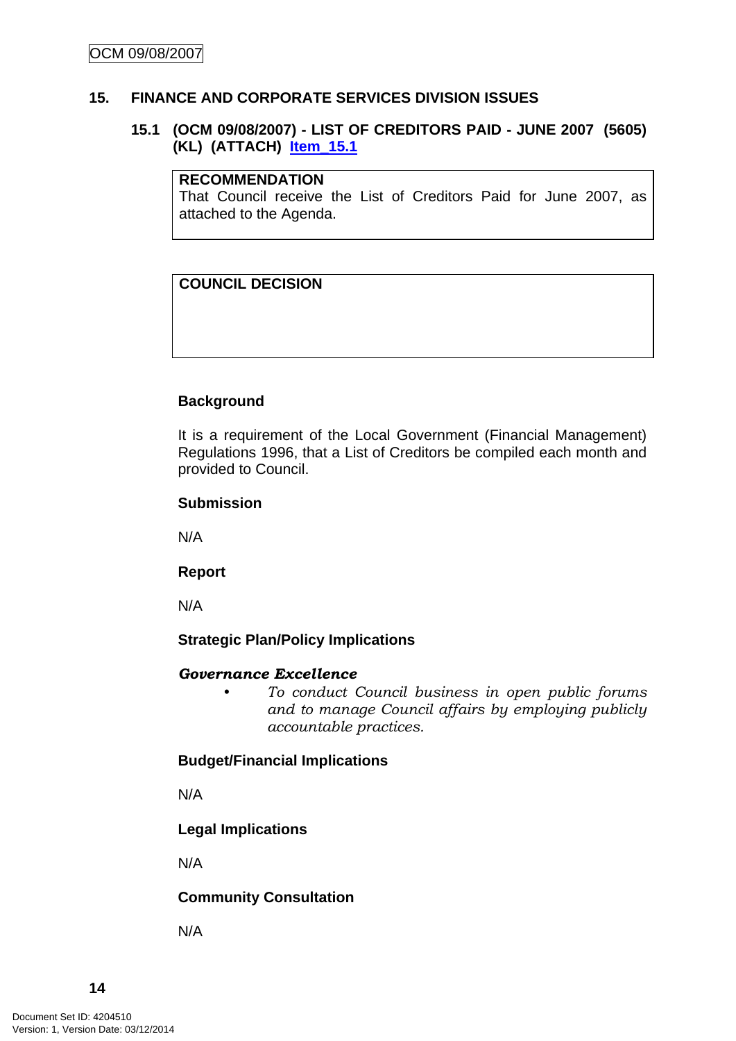## 15. FINANCE AND CORPORATE SERVICES DIVISION ISSUES

### 15.1 (OCM 09/08/2007) - LIST OF CREDITORS PAID - JUNE 2007 (5605) (KL) (ATTACH) Item_15.1

| RECOMMENDATION |
|---|
| That Council receive the List of Creditors Paid for June 2007, as attached to the Agenda. |

| COUNCIL DECISION |
|---|
| |

**Background**

It is a requirement of the Local Government (Financial Management) Regulations 1996, that a List of Creditors be compiled each month and provided to Council.

**Submission**

N/A

**Report**

N/A

**Strategic Plan/Policy Implications**

***Governance Excellence***

- *To conduct Council business in open public forums and to manage Council affairs by employing publicly accountable practices.*

**Budget/Financial Implications**

N/A

**Legal Implications**

N/A

**Community Consultation**

N/A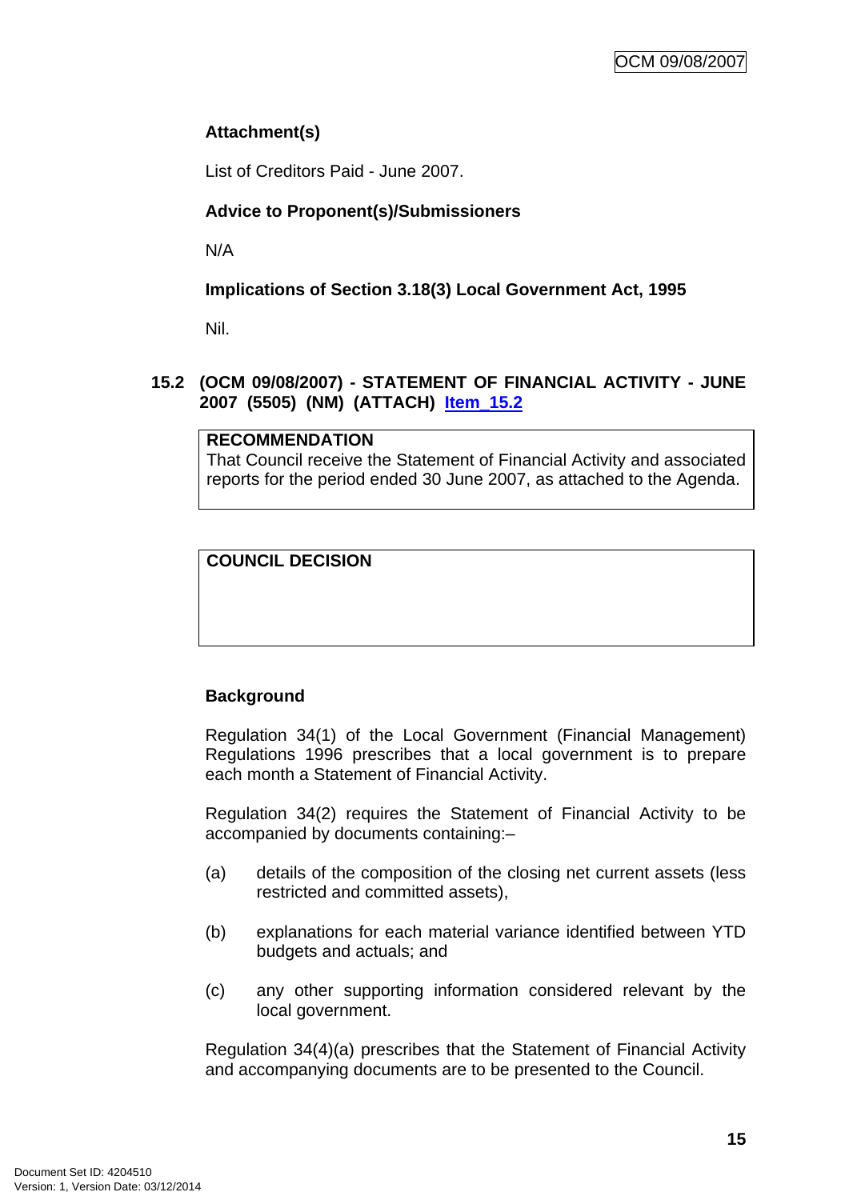**Attachment(s)**

List of Creditors Paid - June 2007.

**Advice to Proponent(s)/Submissioners**

N/A

**Implications of Section 3.18(3) Local Government Act, 1995**

Nil.

## 15.2 (OCM 09/08/2007) - STATEMENT OF FINANCIAL ACTIVITY - JUNE 2007 (5505) (NM) (ATTACH) Item_15.2

| **RECOMMENDATION** |
|---|
| That Council receive the Statement of Financial Activity and associated reports for the period ended 30 June 2007, as attached to the Agenda. |

| **COUNCIL DECISION** |
|---|
| |

**Background**

Regulation 34(1) of the Local Government (Financial Management) Regulations 1996 prescribes that a local government is to prepare each month a Statement of Financial Activity.

Regulation 34(2) requires the Statement of Financial Activity to be accompanied by documents containing:–

(a) details of the composition of the closing net current assets (less restricted and committed assets),

(b) explanations for each material variance identified between YTD budgets and actuals; and

(c) any other supporting information considered relevant by the local government.

Regulation 34(4)(a) prescribes that the Statement of Financial Activity and accompanying documents are to be presented to the Council.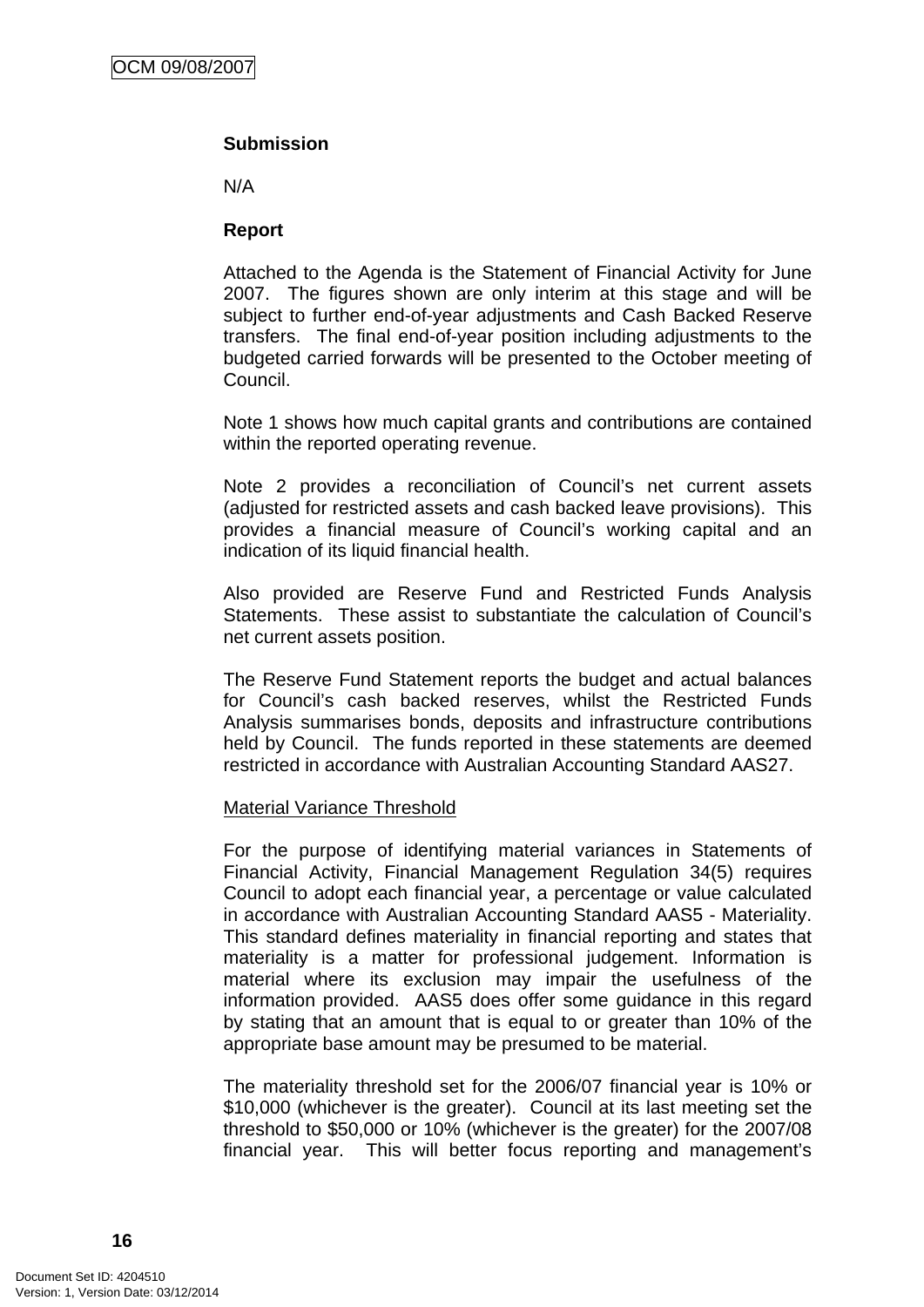**Submission**

N/A

**Report**

Attached to the Agenda is the Statement of Financial Activity for June 2007. The figures shown are only interim at this stage and will be subject to further end-of-year adjustments and Cash Backed Reserve transfers. The final end-of-year position including adjustments to the budgeted carried forwards will be presented to the October meeting of Council.

Note 1 shows how much capital grants and contributions are contained within the reported operating revenue.

Note 2 provides a reconciliation of Council's net current assets (adjusted for restricted assets and cash backed leave provisions). This provides a financial measure of Council's working capital and an indication of its liquid financial health.

Also provided are Reserve Fund and Restricted Funds Analysis Statements. These assist to substantiate the calculation of Council's net current assets position.

The Reserve Fund Statement reports the budget and actual balances for Council's cash backed reserves, whilst the Restricted Funds Analysis summarises bonds, deposits and infrastructure contributions held by Council. The funds reported in these statements are deemed restricted in accordance with Australian Accounting Standard AAS27.

Material Variance Threshold

For the purpose of identifying material variances in Statements of Financial Activity, Financial Management Regulation 34(5) requires Council to adopt each financial year, a percentage or value calculated in accordance with Australian Accounting Standard AAS5 - Materiality. This standard defines materiality in financial reporting and states that materiality is a matter for professional judgement. Information is material where its exclusion may impair the usefulness of the information provided. AAS5 does offer some guidance in this regard by stating that an amount that is equal to or greater than 10% of the appropriate base amount may be presumed to be material.

The materiality threshold set for the 2006/07 financial year is 10% or $10,000 (whichever is the greater). Council at its last meeting set the threshold to $50,000 or 10% (whichever is the greater) for the 2007/08 financial year. This will better focus reporting and management's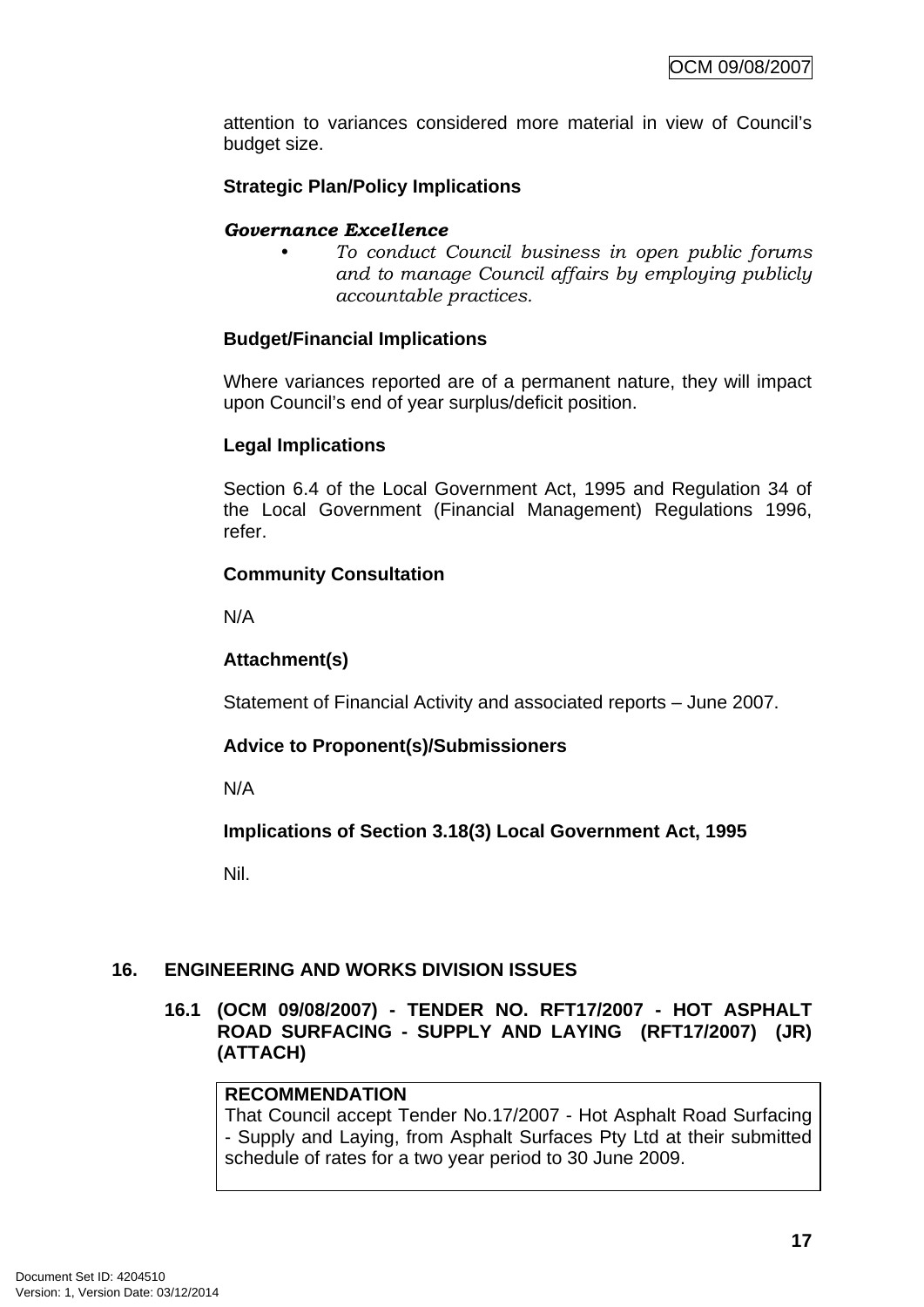attention to variances considered more material in view of Council's budget size.

**Strategic Plan/Policy Implications**

***Governance Excellence***

- *To conduct Council business in open public forums and to manage Council affairs by employing publicly accountable practices.*

**Budget/Financial Implications**

Where variances reported are of a permanent nature, they will impact upon Council's end of year surplus/deficit position.

**Legal Implications**

Section 6.4 of the Local Government Act, 1995 and Regulation 34 of the Local Government (Financial Management) Regulations 1996, refer.

**Community Consultation**

N/A

**Attachment(s)**

Statement of Financial Activity and associated reports – June 2007.

**Advice to Proponent(s)/Submissioners**

N/A

**Implications of Section 3.18(3) Local Government Act, 1995**

Nil.

# 16. ENGINEERING AND WORKS DIVISION ISSUES

## 16.1 (OCM 09/08/2007) - TENDER NO. RFT17/2007 - HOT ASPHALT ROAD SURFACING - SUPPLY AND LAYING (RFT17/2007) (JR) (ATTACH)

**RECOMMENDATION**

That Council accept Tender No.17/2007 - Hot Asphalt Road Surfacing - Supply and Laying, from Asphalt Surfaces Pty Ltd at their submitted schedule of rates for a two year period to 30 June 2009.

Document Set ID: 4204510
Version: 1, Version Date: 03/12/2014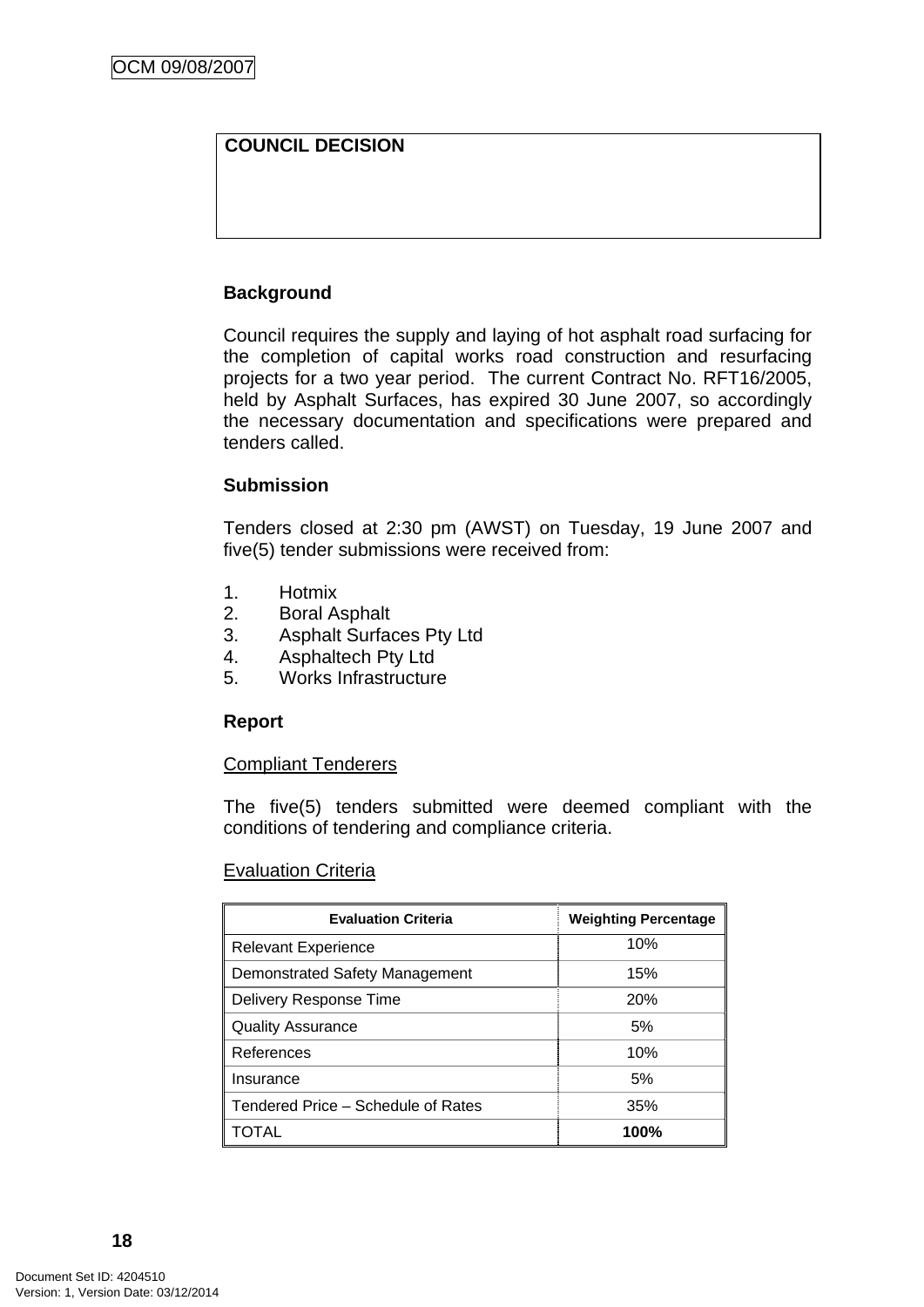**COUNCIL DECISION**

**Background**

Council requires the supply and laying of hot asphalt road surfacing for the completion of capital works road construction and resurfacing projects for a two year period. The current Contract No. RFT16/2005, held by Asphalt Surfaces, has expired 30 June 2007, so accordingly the necessary documentation and specifications were prepared and tenders called.

**Submission**

Tenders closed at 2:30 pm (AWST) on Tuesday, 19 June 2007 and five(5) tender submissions were received from:

1. Hotmix
2. Boral Asphalt
3. Asphalt Surfaces Pty Ltd
4. Asphaltech Pty Ltd
5. Works Infrastructure

**Report**

Compliant Tenderers

The five(5) tenders submitted were deemed compliant with the conditions of tendering and compliance criteria.

Evaluation Criteria

| Evaluation Criteria | Weighting Percentage |
|---|---|
| Relevant Experience | 10% |
| Demonstrated Safety Management | 15% |
| Delivery Response Time | 20% |
| Quality Assurance | 5% |
| References | 10% |
| Insurance | 5% |
| Tendered Price – Schedule of Rates | 35% |
| TOTAL | **100%** |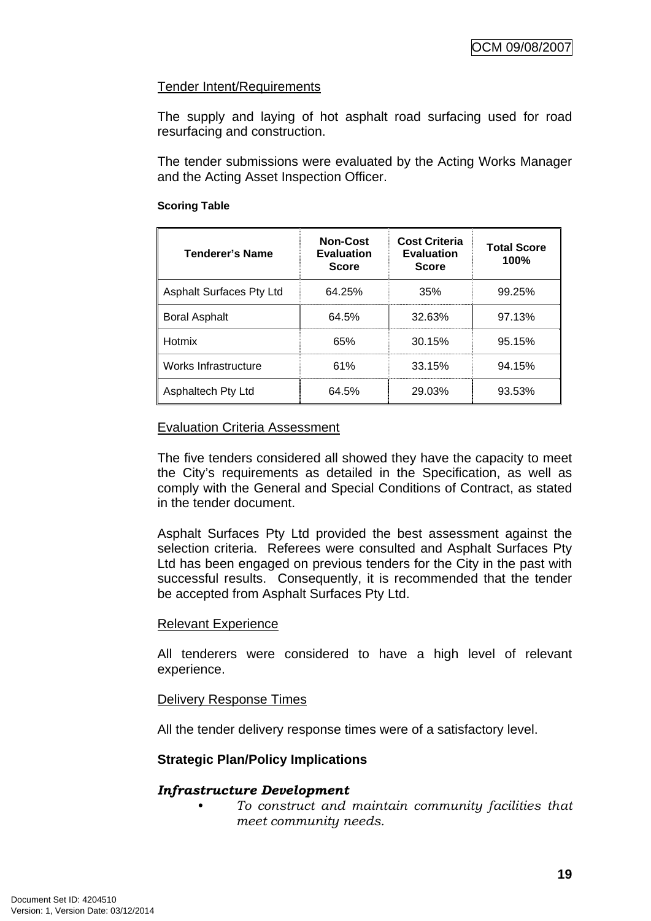Tender Intent/Requirements

The supply and laying of hot asphalt road surfacing used for road resurfacing and construction.

The tender submissions were evaluated by the Acting Works Manager and the Acting Asset Inspection Officer.

**Scoring Table**

| Tenderer's Name | Non-Cost Evaluation Score | Cost Criteria Evaluation Score | Total Score 100% |
|---|---|---|---|
| Asphalt Surfaces Pty Ltd | 64.25% | 35% | 99.25% |
| Boral Asphalt | 64.5% | 32.63% | 97.13% |
| Hotmix | 65% | 30.15% | 95.15% |
| Works Infrastructure | 61% | 33.15% | 94.15% |
| Asphaltech Pty Ltd | 64.5% | 29.03% | 93.53% |

Evaluation Criteria Assessment

The five tenders considered all showed they have the capacity to meet the City's requirements as detailed in the Specification, as well as comply with the General and Special Conditions of Contract, as stated in the tender document.

Asphalt Surfaces Pty Ltd provided the best assessment against the selection criteria. Referees were consulted and Asphalt Surfaces Pty Ltd has been engaged on previous tenders for the City in the past with successful results. Consequently, it is recommended that the tender be accepted from Asphalt Surfaces Pty Ltd.

Relevant Experience

All tenderers were considered to have a high level of relevant experience.

Delivery Response Times

All the tender delivery response times were of a satisfactory level.

**Strategic Plan/Policy Implications**

***Infrastructure Development***

- *To construct and maintain community facilities that meet community needs.*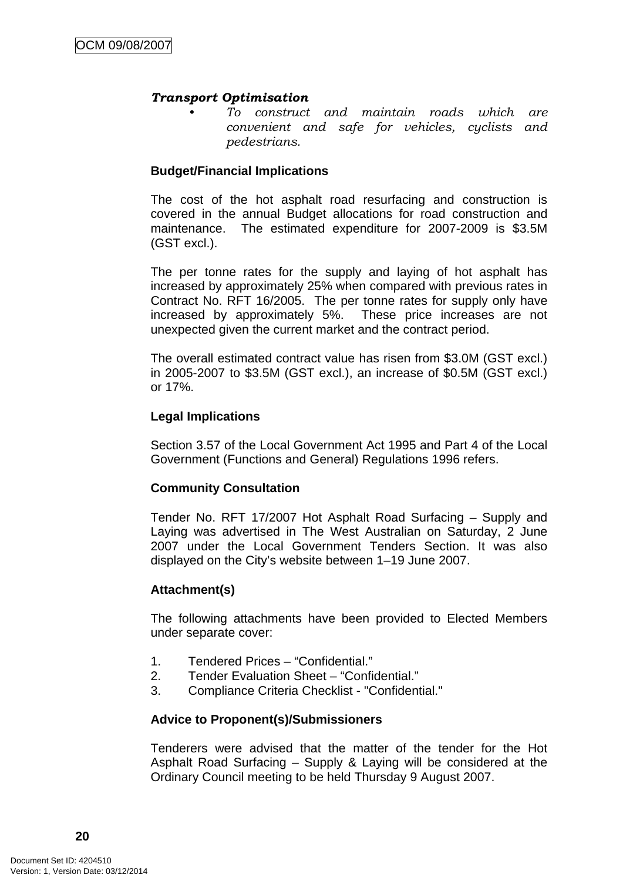***Transport Optimisation***

- *To construct and maintain roads which are convenient and safe for vehicles, cyclists and pedestrians.*

**Budget/Financial Implications**

The cost of the hot asphalt road resurfacing and construction is covered in the annual Budget allocations for road construction and maintenance. The estimated expenditure for 2007-2009 is $3.5M (GST excl.).

The per tonne rates for the supply and laying of hot asphalt has increased by approximately 25% when compared with previous rates in Contract No. RFT 16/2005. The per tonne rates for supply only have increased by approximately 5%. These price increases are not unexpected given the current market and the contract period.

The overall estimated contract value has risen from $3.0M (GST excl.) in 2005-2007 to $3.5M (GST excl.), an increase of $0.5M (GST excl.) or 17%.

**Legal Implications**

Section 3.57 of the Local Government Act 1995 and Part 4 of the Local Government (Functions and General) Regulations 1996 refers.

**Community Consultation**

Tender No. RFT 17/2007 Hot Asphalt Road Surfacing – Supply and Laying was advertised in The West Australian on Saturday, 2 June 2007 under the Local Government Tenders Section. It was also displayed on the City's website between 1–19 June 2007.

**Attachment(s)**

The following attachments have been provided to Elected Members under separate cover:

1. Tendered Prices – "Confidential."
2. Tender Evaluation Sheet – "Confidential."
3. Compliance Criteria Checklist - "Confidential."

**Advice to Proponent(s)/Submissioners**

Tenderers were advised that the matter of the tender for the Hot Asphalt Road Surfacing – Supply & Laying will be considered at the Ordinary Council meeting to be held Thursday 9 August 2007.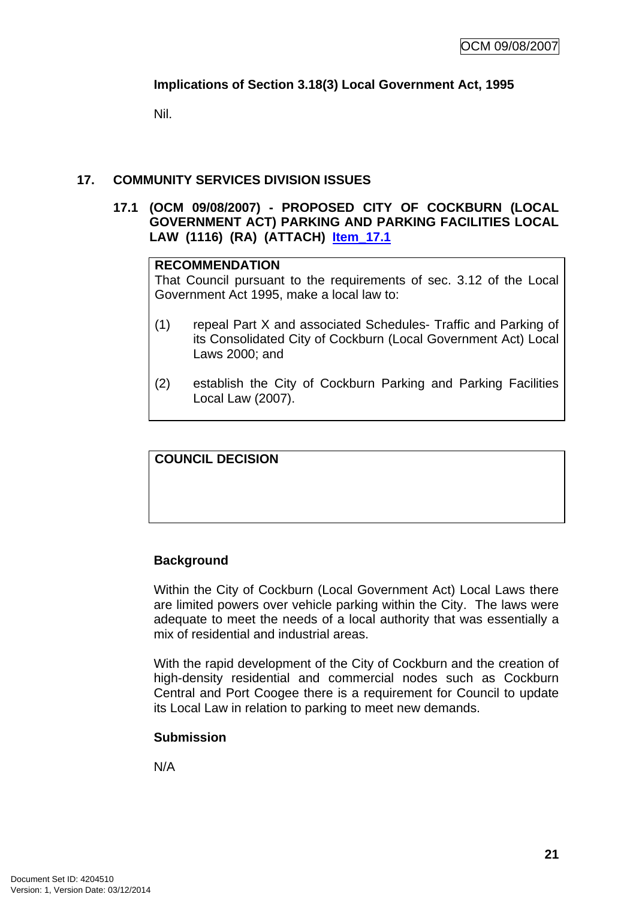**Implications of Section 3.18(3) Local Government Act, 1995**

Nil.

## 17. COMMUNITY SERVICES DIVISION ISSUES

### 17.1 (OCM 09/08/2007) - PROPOSED CITY OF COCKBURN (LOCAL GOVERNMENT ACT) PARKING AND PARKING FACILITIES LOCAL LAW (1116) (RA) (ATTACH) Item_17.1

**RECOMMENDATION**
That Council pursuant to the requirements of sec. 3.12 of the Local Government Act 1995, make a local law to:

(1) repeal Part X and associated Schedules- Traffic and Parking of its Consolidated City of Cockburn (Local Government Act) Local Laws 2000; and

(2) establish the City of Cockburn Parking and Parking Facilities Local Law (2007).

**COUNCIL DECISION**

**Background**

Within the City of Cockburn (Local Government Act) Local Laws there are limited powers over vehicle parking within the City. The laws were adequate to meet the needs of a local authority that was essentially a mix of residential and industrial areas.

With the rapid development of the City of Cockburn and the creation of high-density residential and commercial nodes such as Cockburn Central and Port Coogee there is a requirement for Council to update its Local Law in relation to parking to meet new demands.

**Submission**

N/A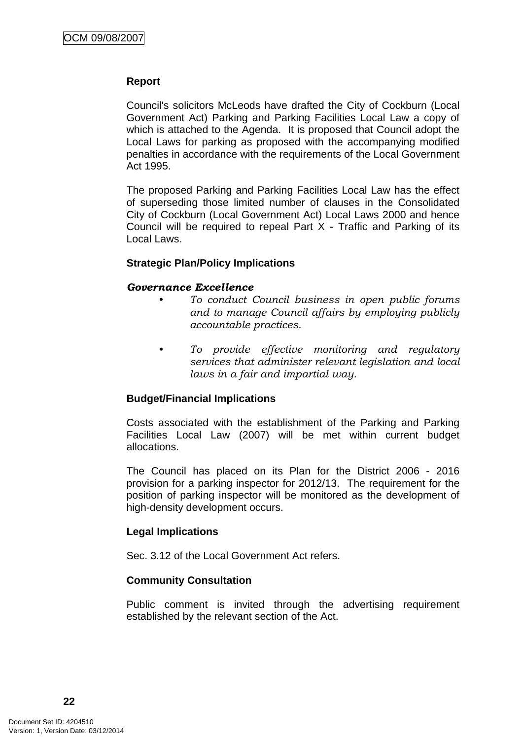**Report**

Council's solicitors McLeods have drafted the City of Cockburn (Local Government Act) Parking and Parking Facilities Local Law a copy of which is attached to the Agenda. It is proposed that Council adopt the Local Laws for parking as proposed with the accompanying modified penalties in accordance with the requirements of the Local Government Act 1995.

The proposed Parking and Parking Facilities Local Law has the effect of superseding those limited number of clauses in the Consolidated City of Cockburn (Local Government Act) Local Laws 2000 and hence Council will be required to repeal Part X - Traffic and Parking of its Local Laws.

**Strategic Plan/Policy Implications**

***Governance Excellence***

- *To conduct Council business in open public forums and to manage Council affairs by employing publicly accountable practices.*
- *To provide effective monitoring and regulatory services that administer relevant legislation and local laws in a fair and impartial way.*

**Budget/Financial Implications**

Costs associated with the establishment of the Parking and Parking Facilities Local Law (2007) will be met within current budget allocations.

The Council has placed on its Plan for the District 2006 - 2016 provision for a parking inspector for 2012/13. The requirement for the position of parking inspector will be monitored as the development of high-density development occurs.

**Legal Implications**

Sec. 3.12 of the Local Government Act refers.

**Community Consultation**

Public comment is invited through the advertising requirement established by the relevant section of the Act.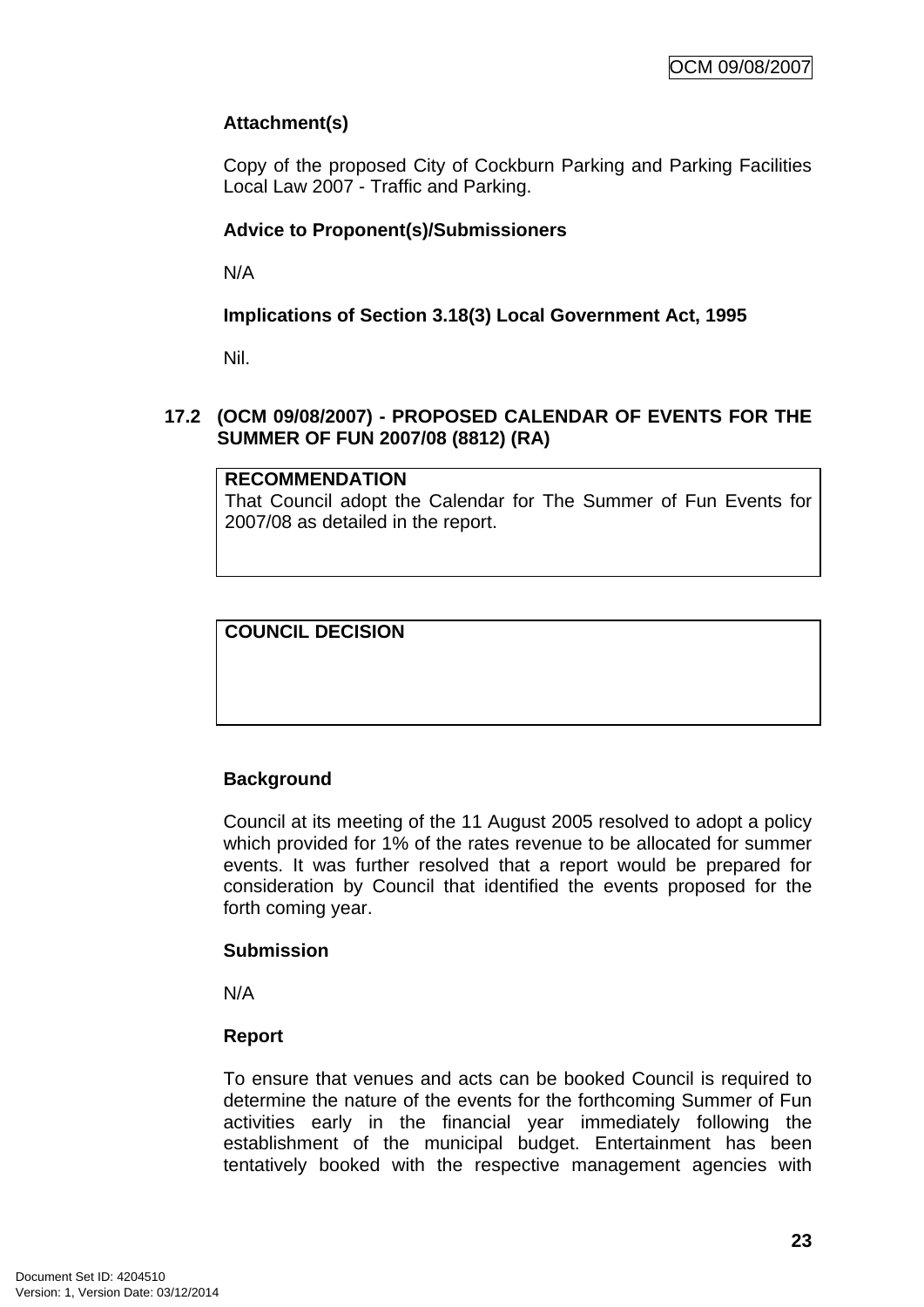**Attachment(s)**

Copy of the proposed City of Cockburn Parking and Parking Facilities Local Law 2007 - Traffic and Parking.

**Advice to Proponent(s)/Submissioners**

N/A

**Implications of Section 3.18(3) Local Government Act, 1995**

Nil.

## 17.2 (OCM 09/08/2007) - PROPOSED CALENDAR OF EVENTS FOR THE SUMMER OF FUN 2007/08 (8812) (RA)

**RECOMMENDATION**
That Council adopt the Calendar for The Summer of Fun Events for 2007/08 as detailed in the report.

**COUNCIL DECISION**

**Background**

Council at its meeting of the 11 August 2005 resolved to adopt a policy which provided for 1% of the rates revenue to be allocated for summer events. It was further resolved that a report would be prepared for consideration by Council that identified the events proposed for the forth coming year.

**Submission**

N/A

**Report**

To ensure that venues and acts can be booked Council is required to determine the nature of the events for the forthcoming Summer of Fun activities early in the financial year immediately following the establishment of the municipal budget. Entertainment has been tentatively booked with the respective management agencies with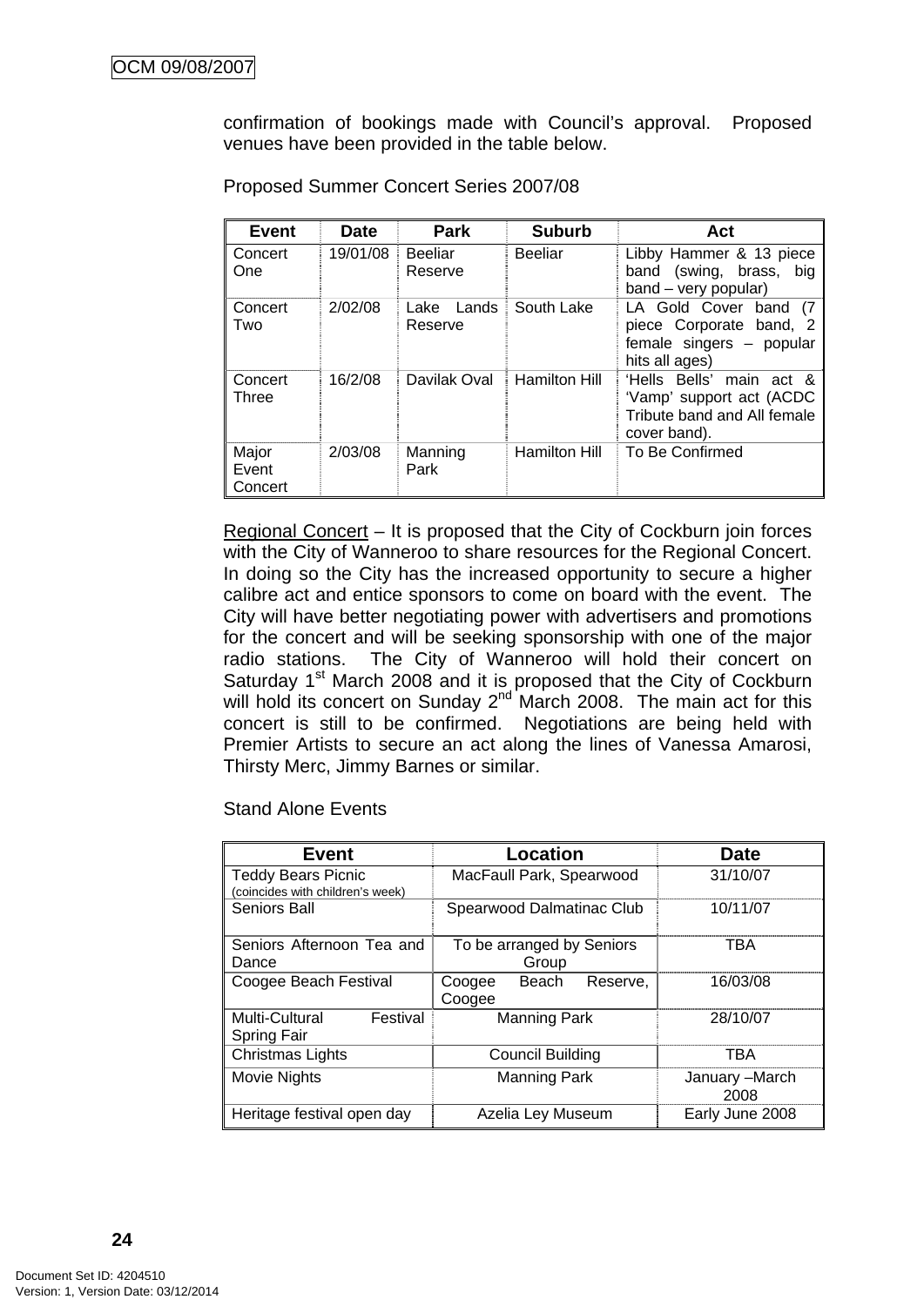confirmation of bookings made with Council's approval. Proposed venues have been provided in the table below.

Proposed Summer Concert Series 2007/08

| Event | Date | Park | Suburb | Act |
|---|---|---|---|---|
| Concert One | 19/01/08 | Beeliar Reserve | Beeliar | Libby Hammer & 13 piece band (swing, brass, big band – very popular) |
| Concert Two | 2/02/08 | Lake Lands Reserve | South Lake | LA Gold Cover band (7 piece Corporate band, 2 female singers – popular hits all ages) |
| Concert Three | 16/2/08 | Davilak Oval | Hamilton Hill | 'Hells Bells' main act & 'Vamp' support act (ACDC Tribute band and All female cover band). |
| Major Event Concert | 2/03/08 | Manning Park | Hamilton Hill | To Be Confirmed |

Regional Concert – It is proposed that the City of Cockburn join forces with the City of Wanneroo to share resources for the Regional Concert. In doing so the City has the increased opportunity to secure a higher calibre act and entice sponsors to come on board with the event. The City will have better negotiating power with advertisers and promotions for the concert and will be seeking sponsorship with one of the major radio stations. The City of Wanneroo will hold their concert on Saturday 1st March 2008 and it is proposed that the City of Cockburn will hold its concert on Sunday 2nd March 2008. The main act for this concert is still to be confirmed. Negotiations are being held with Premier Artists to secure an act along the lines of Vanessa Amarosi, Thirsty Merc, Jimmy Barnes or similar.

Stand Alone Events

| Event | Location | Date |
|---|---|---|
| Teddy Bears Picnic (coincides with children's week) | MacFaull Park, Spearwood | 31/10/07 |
| Seniors Ball | Spearwood Dalmatinac Club | 10/11/07 |
| Seniors Afternoon Tea and Dance | To be arranged by Seniors Group | TBA |
| Coogee Beach Festival | Coogee Beach Reserve, Coogee | 16/03/08 |
| Multi-Cultural Festival Spring Fair | Manning Park | 28/10/07 |
| Christmas Lights | Council Building | TBA |
| Movie Nights | Manning Park | January –March 2008 |
| Heritage festival open day | Azelia Ley Museum | Early June 2008 |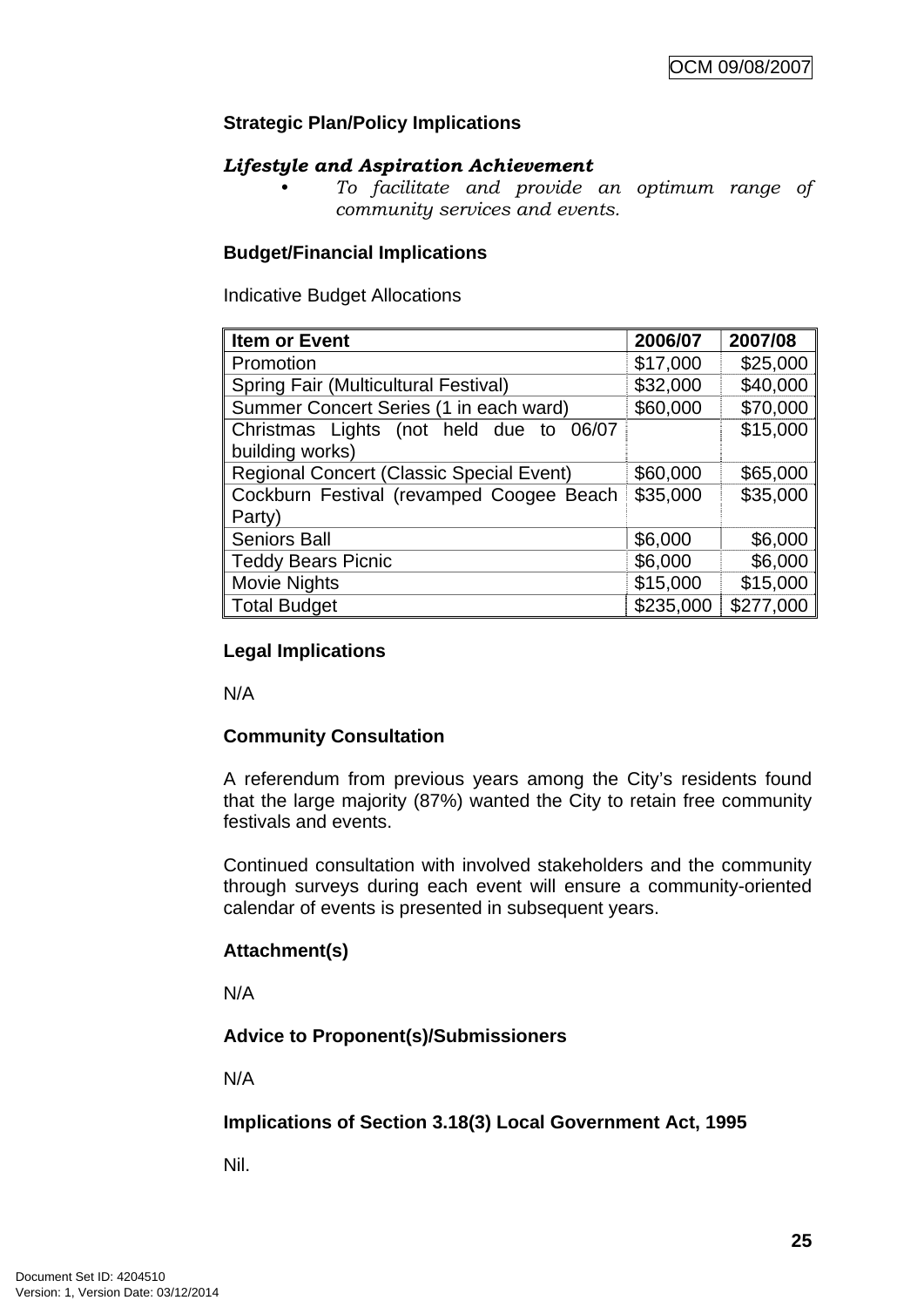**Strategic Plan/Policy Implications**

***Lifestyle and Aspiration Achievement***

- *To facilitate and provide an optimum range of community services and events.*

**Budget/Financial Implications**

Indicative Budget Allocations

| Item or Event | 2006/07 | 2007/08 |
|---|---|---|
| Promotion | $17,000 | $25,000 |
| Spring Fair (Multicultural Festival) | $32,000 | $40,000 |
| Summer Concert Series (1 in each ward) | $60,000 | $70,000 |
| Christmas Lights (not held due to 06/07 building works) | | $15,000 |
| Regional Concert (Classic Special Event) | $60,000 | $65,000 |
| Cockburn Festival (revamped Coogee Beach Party) | $35,000 | $35,000 |
| Seniors Ball | $6,000 | $6,000 |
| Teddy Bears Picnic | $6,000 | $6,000 |
| Movie Nights | $15,000 | $15,000 |
| Total Budget | $235,000 | $277,000 |

**Legal Implications**

N/A

**Community Consultation**

A referendum from previous years among the City's residents found that the large majority (87%) wanted the City to retain free community festivals and events.

Continued consultation with involved stakeholders and the community through surveys during each event will ensure a community-oriented calendar of events is presented in subsequent years.

**Attachment(s)**

N/A

**Advice to Proponent(s)/Submissioners**

N/A

**Implications of Section 3.18(3) Local Government Act, 1995**

Nil.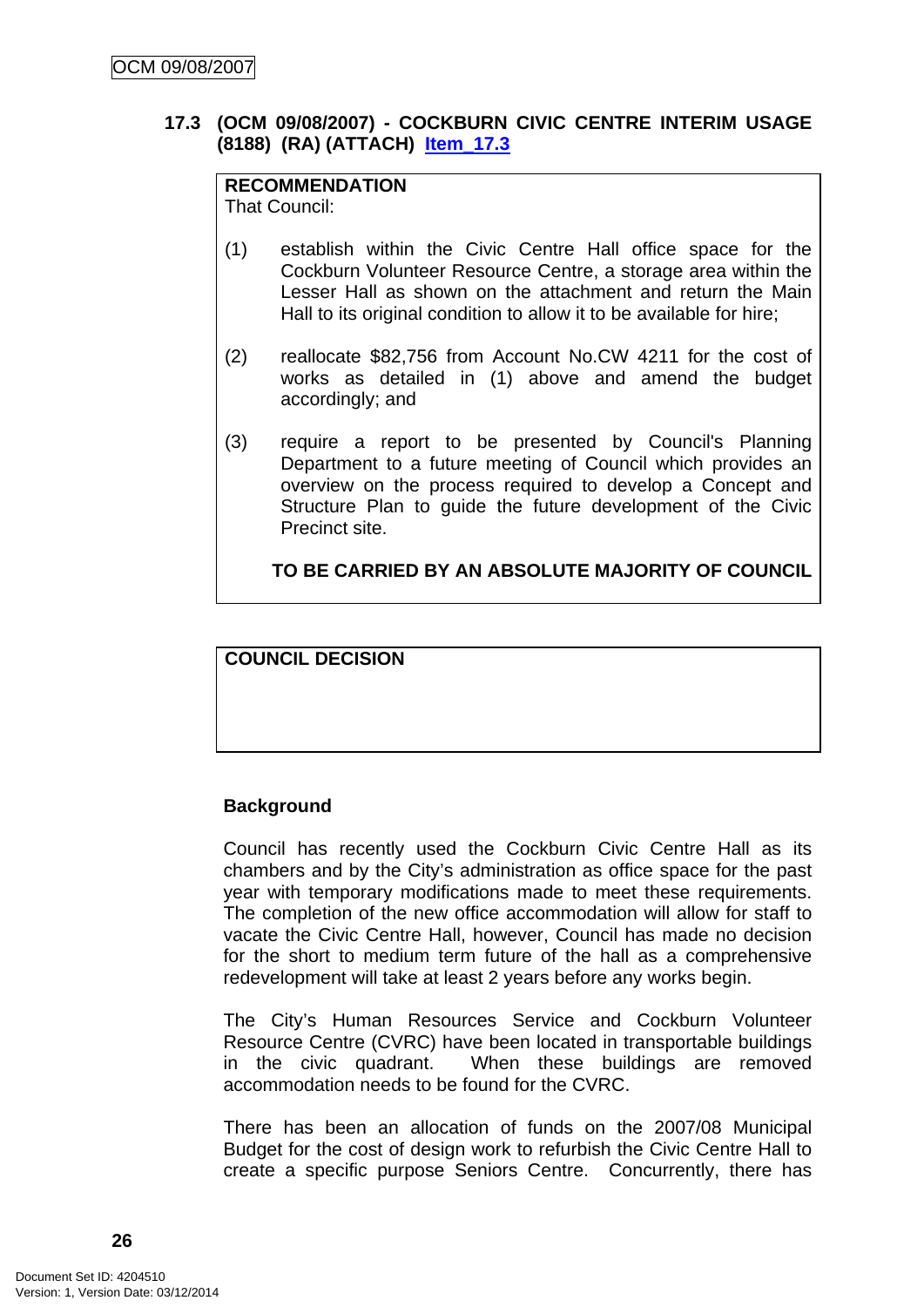### 17.3 (OCM 09/08/2007) - COCKBURN CIVIC CENTRE INTERIM USAGE (8188) (RA) (ATTACH) Item_17.3

**RECOMMENDATION**
That Council:

(1) establish within the Civic Centre Hall office space for the Cockburn Volunteer Resource Centre, a storage area within the Lesser Hall as shown on the attachment and return the Main Hall to its original condition to allow it to be available for hire;

(2) reallocate $82,756 from Account No.CW 4211 for the cost of works as detailed in (1) above and amend the budget accordingly; and

(3) require a report to be presented by Council's Planning Department to a future meeting of Council which provides an overview on the process required to develop a Concept and Structure Plan to guide the future development of the Civic Precinct site.

**TO BE CARRIED BY AN ABSOLUTE MAJORITY OF COUNCIL**

**COUNCIL DECISION**

**Background**

Council has recently used the Cockburn Civic Centre Hall as its chambers and by the City's administration as office space for the past year with temporary modifications made to meet these requirements. The completion of the new office accommodation will allow for staff to vacate the Civic Centre Hall, however, Council has made no decision for the short to medium term future of the hall as a comprehensive redevelopment will take at least 2 years before any works begin.

The City's Human Resources Service and Cockburn Volunteer Resource Centre (CVRC) have been located in transportable buildings in the civic quadrant. When these buildings are removed accommodation needs to be found for the CVRC.

There has been an allocation of funds on the 2007/08 Municipal Budget for the cost of design work to refurbish the Civic Centre Hall to create a specific purpose Seniors Centre. Concurrently, there has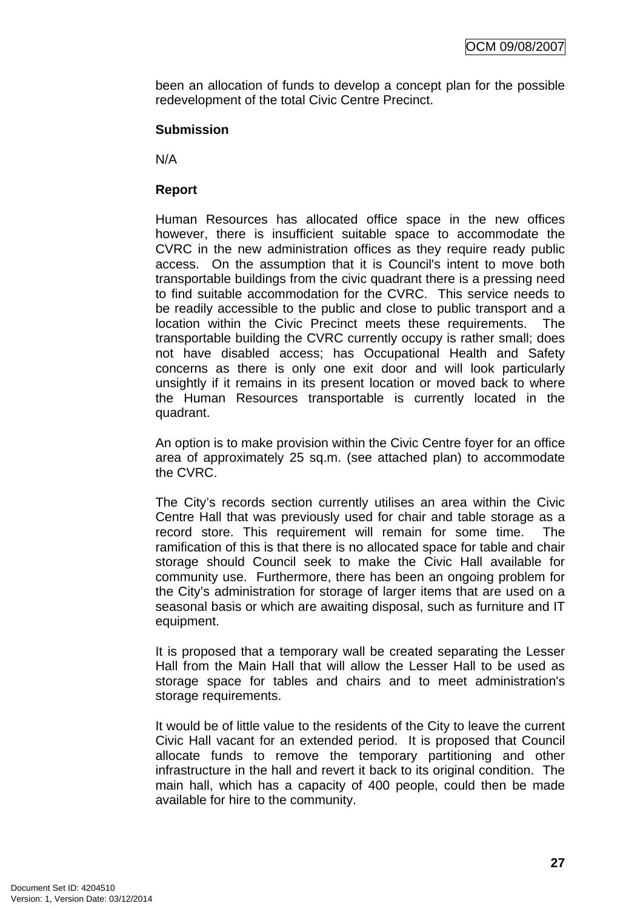been an allocation of funds to develop a concept plan for the possible redevelopment of the total Civic Centre Precinct.

**Submission**

N/A

**Report**

Human Resources has allocated office space in the new offices however, there is insufficient suitable space to accommodate the CVRC in the new administration offices as they require ready public access. On the assumption that it is Council's intent to move both transportable buildings from the civic quadrant there is a pressing need to find suitable accommodation for the CVRC. This service needs to be readily accessible to the public and close to public transport and a location within the Civic Precinct meets these requirements. The transportable building the CVRC currently occupy is rather small; does not have disabled access; has Occupational Health and Safety concerns as there is only one exit door and will look particularly unsightly if it remains in its present location or moved back to where the Human Resources transportable is currently located in the quadrant.

An option is to make provision within the Civic Centre foyer for an office area of approximately 25 sq.m. (see attached plan) to accommodate the CVRC.

The City's records section currently utilises an area within the Civic Centre Hall that was previously used for chair and table storage as a record store. This requirement will remain for some time. The ramification of this is that there is no allocated space for table and chair storage should Council seek to make the Civic Hall available for community use. Furthermore, there has been an ongoing problem for the City's administration for storage of larger items that are used on a seasonal basis or which are awaiting disposal, such as furniture and IT equipment.

It is proposed that a temporary wall be created separating the Lesser Hall from the Main Hall that will allow the Lesser Hall to be used as storage space for tables and chairs and to meet administration's storage requirements.

It would be of little value to the residents of the City to leave the current Civic Hall vacant for an extended period. It is proposed that Council allocate funds to remove the temporary partitioning and other infrastructure in the hall and revert it back to its original condition. The main hall, which has a capacity of 400 people, could then be made available for hire to the community.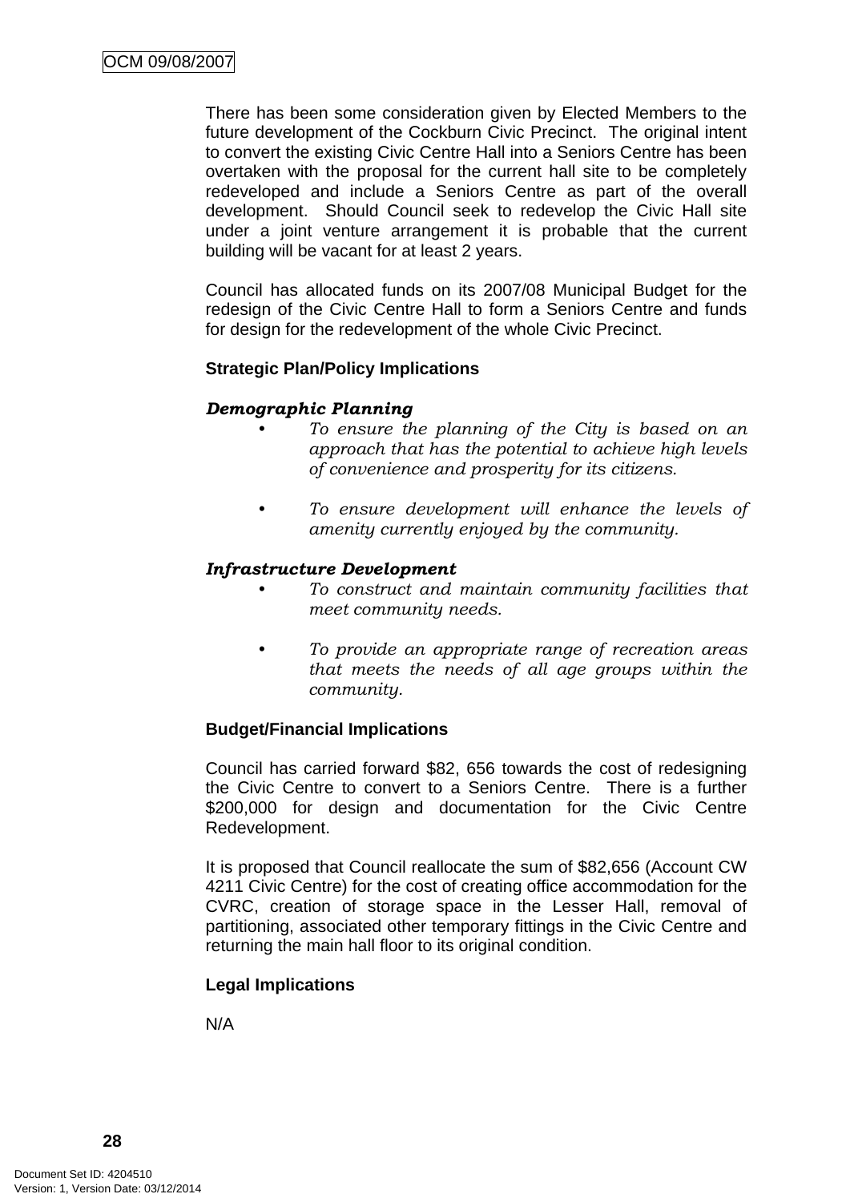There has been some consideration given by Elected Members to the future development of the Cockburn Civic Precinct. The original intent to convert the existing Civic Centre Hall into a Seniors Centre has been overtaken with the proposal for the current hall site to be completely redeveloped and include a Seniors Centre as part of the overall development. Should Council seek to redevelop the Civic Hall site under a joint venture arrangement it is probable that the current building will be vacant for at least 2 years.

Council has allocated funds on its 2007/08 Municipal Budget for the redesign of the Civic Centre Hall to form a Seniors Centre and funds for design for the redevelopment of the whole Civic Precinct.

**Strategic Plan/Policy Implications**

***Demographic Planning***

- *To ensure the planning of the City is based on an approach that has the potential to achieve high levels of convenience and prosperity for its citizens.*
- *To ensure development will enhance the levels of amenity currently enjoyed by the community.*

***Infrastructure Development***

- *To construct and maintain community facilities that meet community needs.*
- *To provide an appropriate range of recreation areas that meets the needs of all age groups within the community.*

**Budget/Financial Implications**

Council has carried forward $82, 656 towards the cost of redesigning the Civic Centre to convert to a Seniors Centre. There is a further $200,000 for design and documentation for the Civic Centre Redevelopment.

It is proposed that Council reallocate the sum of $82,656 (Account CW 4211 Civic Centre) for the cost of creating office accommodation for the CVRC, creation of storage space in the Lesser Hall, removal of partitioning, associated other temporary fittings in the Civic Centre and returning the main hall floor to its original condition.

**Legal Implications**

N/A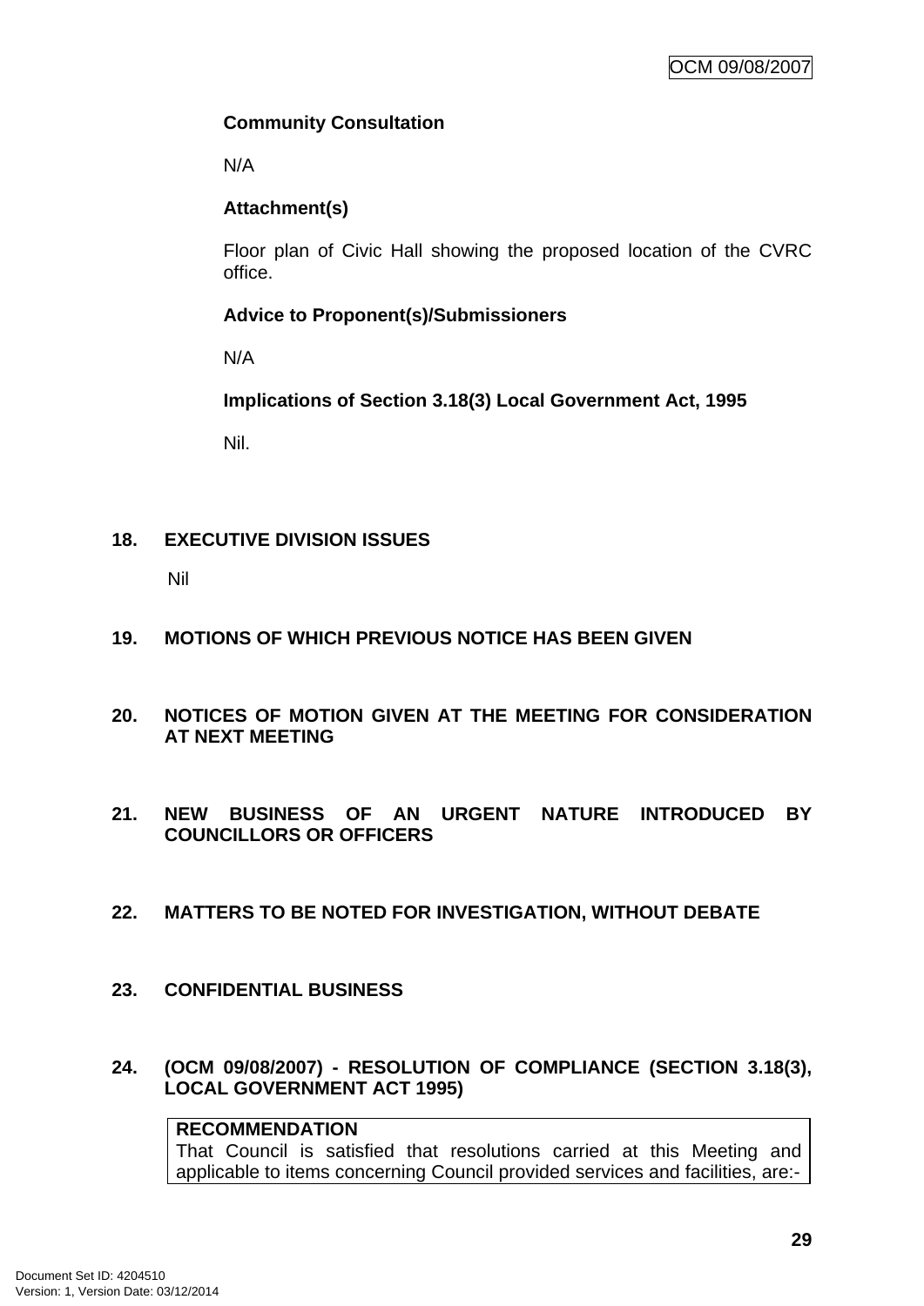**Community Consultation**

N/A

**Attachment(s)**

Floor plan of Civic Hall showing the proposed location of the CVRC office.

**Advice to Proponent(s)/Submissioners**

N/A

**Implications of Section 3.18(3) Local Government Act, 1995**

Nil.

## 18. EXECUTIVE DIVISION ISSUES

Nil

## 19. MOTIONS OF WHICH PREVIOUS NOTICE HAS BEEN GIVEN

## 20. NOTICES OF MOTION GIVEN AT THE MEETING FOR CONSIDERATION AT NEXT MEETING

## 21. NEW BUSINESS OF AN URGENT NATURE INTRODUCED BY COUNCILLORS OR OFFICERS

## 22. MATTERS TO BE NOTED FOR INVESTIGATION, WITHOUT DEBATE

## 23. CONFIDENTIAL BUSINESS

## 24. (OCM 09/08/2007) - RESOLUTION OF COMPLIANCE (SECTION 3.18(3), LOCAL GOVERNMENT ACT 1995)

**RECOMMENDATION**
That Council is satisfied that resolutions carried at this Meeting and applicable to items concerning Council provided services and facilities, are:-

Document Set ID: 4204510
Version: 1, Version Date: 03/12/2014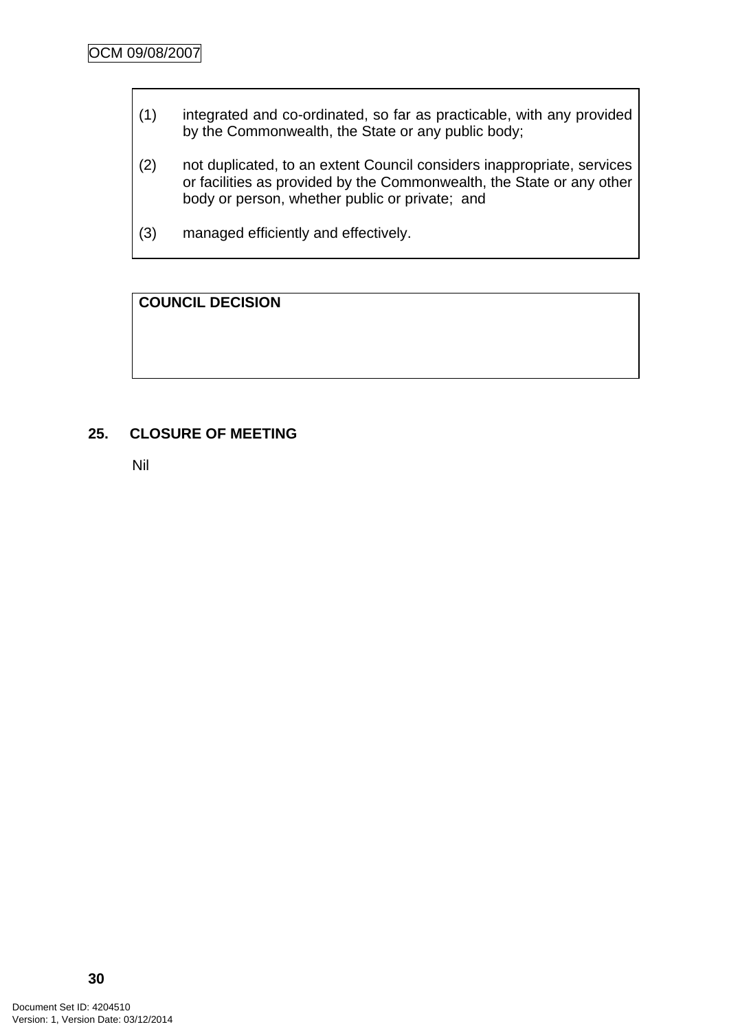(1) integrated and co-ordinated, so far as practicable, with any provided by the Commonwealth, the State or any public body;

(2) not duplicated, to an extent Council considers inappropriate, services or facilities as provided by the Commonwealth, the State or any other body or person, whether public or private; and

(3) managed efficiently and effectively.

**COUNCIL DECISION**

## 25. CLOSURE OF MEETING

Nil

Document Set ID: 4204510
Version: 1, Version Date: 03/12/2014